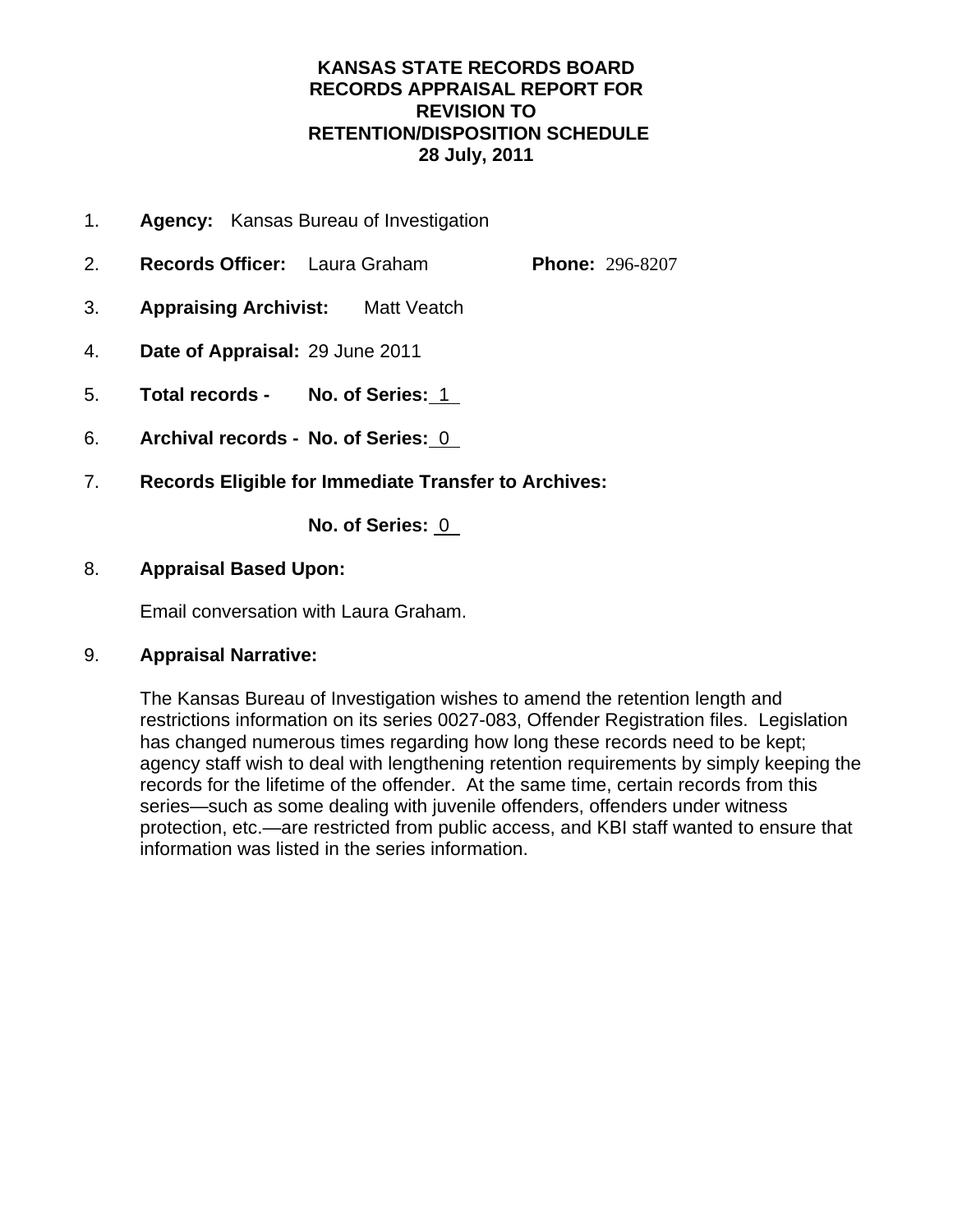# KANSAS STATE RECORDS BOARD
# RECORDS APPRAISAL REPORT FOR
# REVISION TO
# RETENTION/DISPOSITION SCHEDULE
# 28 July, 2011

1. **Agency:** Kansas Bureau of Investigation

2. **Records Officer:** Laura Graham **Phone:** 296-8207

3. **Appraising Archivist:** Matt Veatch

4. **Date of Appraisal:** 29 June 2011

5. **Total records - No. of Series:** 1

6. **Archival records - No. of Series:** 0

7. **Records Eligible for Immediate Transfer to Archives:**

   **No. of Series:** 0

8. **Appraisal Based Upon:**

   Email conversation with Laura Graham.

9. **Appraisal Narrative:**

   The Kansas Bureau of Investigation wishes to amend the retention length and restrictions information on its series 0027-083, Offender Registration files. Legislation has changed numerous times regarding how long these records need to be kept; agency staff wish to deal with lengthening retention requirements by simply keeping the records for the lifetime of the offender. At the same time, certain records from this series—such as some dealing with juvenile offenders, offenders under witness protection, etc.—are restricted from public access, and KBI staff wanted to ensure that information was listed in the series information.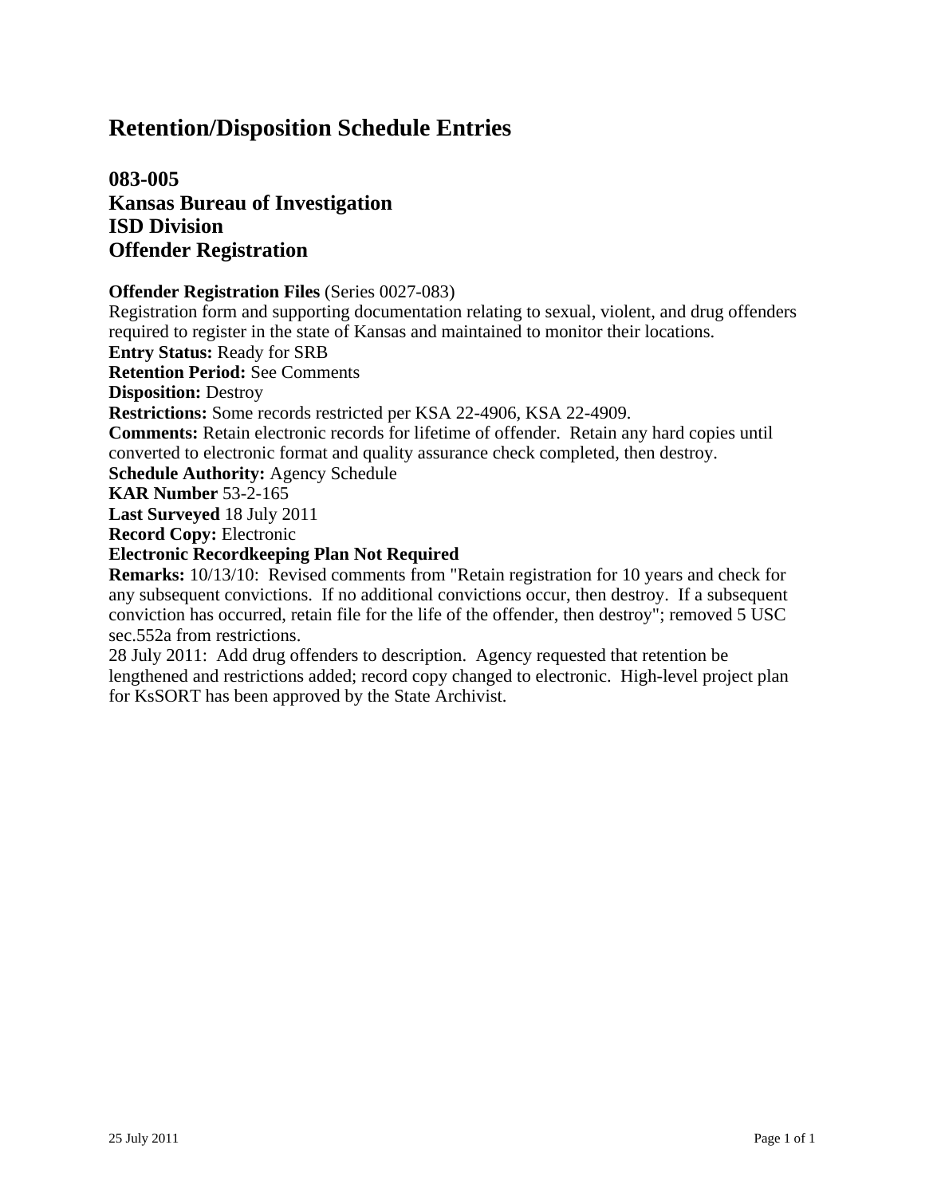# Retention/Disposition Schedule Entries

## 083-005
## Kansas Bureau of Investigation
## ISD Division
## Offender Registration

**Offender Registration Files** (Series 0027-083)
Registration form and supporting documentation relating to sexual, violent, and drug offenders required to register in the state of Kansas and maintained to monitor their locations.
**Entry Status:** Ready for SRB
**Retention Period:** See Comments
**Disposition:** Destroy
**Restrictions:** Some records restricted per KSA 22-4906, KSA 22-4909.
**Comments:** Retain electronic records for lifetime of offender. Retain any hard copies until converted to electronic format and quality assurance check completed, then destroy.
**Schedule Authority:** Agency Schedule
**KAR Number** 53-2-165
**Last Surveyed** 18 July 2011
**Record Copy:** Electronic
**Electronic Recordkeeping Plan Not Required**
**Remarks:** 10/13/10: Revised comments from "Retain registration for 10 years and check for any subsequent convictions. If no additional convictions occur, then destroy. If a subsequent conviction has occurred, retain file for the life of the offender, then destroy"; removed 5 USC sec.552a from restrictions.
28 July 2011: Add drug offenders to description. Agency requested that retention be lengthened and restrictions added; record copy changed to electronic. High-level project plan for KsSORT has been approved by the State Archivist.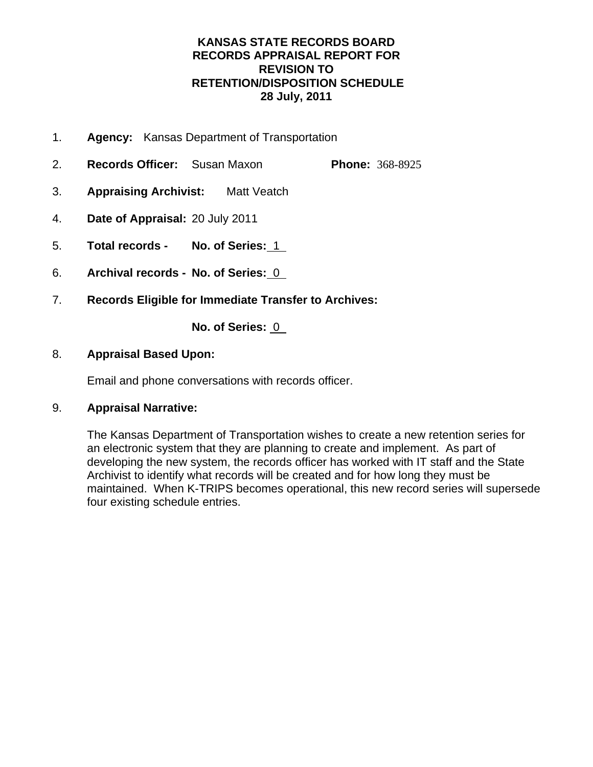# KANSAS STATE RECORDS BOARD
# RECORDS APPRAISAL REPORT FOR REVISION TO RETENTION/DISPOSITION SCHEDULE
# 28 July, 2011

1. **Agency:** Kansas Department of Transportation

2. **Records Officer:** Susan Maxon **Phone:** 368-8925

3. **Appraising Archivist:** Matt Veatch

4. **Date of Appraisal:** 20 July 2011

5. **Total records - No. of Series:** 1

6. **Archival records - No. of Series:** 0

7. **Records Eligible for Immediate Transfer to Archives:**

   **No. of Series:** 0

8. **Appraisal Based Upon:**

   Email and phone conversations with records officer.

9. **Appraisal Narrative:**

   The Kansas Department of Transportation wishes to create a new retention series for an electronic system that they are planning to create and implement. As part of developing the new system, the records officer has worked with IT staff and the State Archivist to identify what records will be created and for how long they must be maintained. When K-TRIPS becomes operational, this new record series will supersede four existing schedule entries.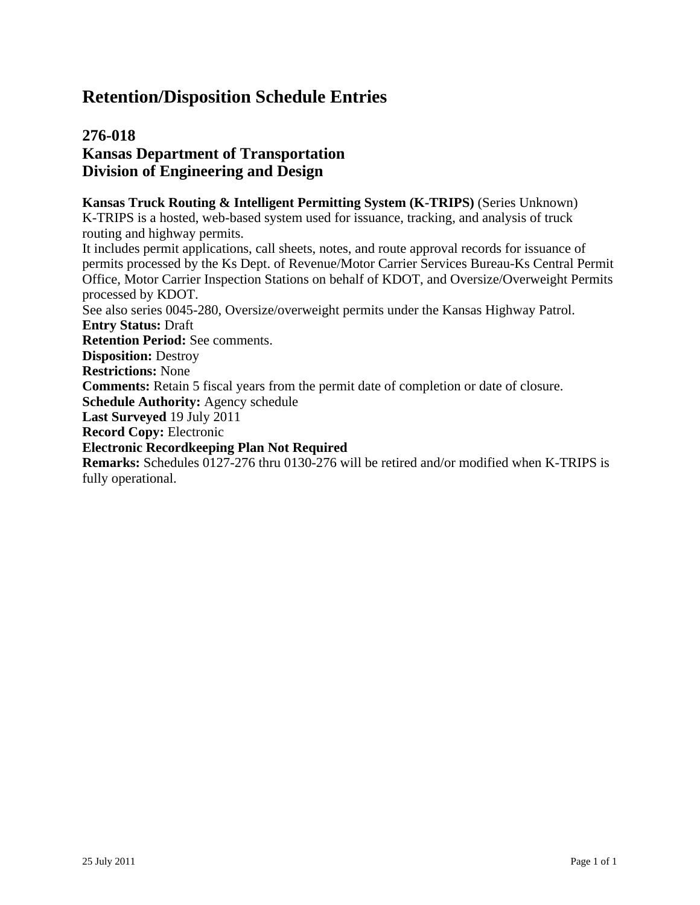# Retention/Disposition Schedule Entries

## 276-018
## Kansas Department of Transportation
## Division of Engineering and Design

**Kansas Truck Routing & Intelligent Permitting System (K-TRIPS)** (Series Unknown)
K-TRIPS is a hosted, web-based system used for issuance, tracking, and analysis of truck routing and highway permits.
It includes permit applications, call sheets, notes, and route approval records for issuance of permits processed by the Ks Dept. of Revenue/Motor Carrier Services Bureau-Ks Central Permit Office, Motor Carrier Inspection Stations on behalf of KDOT, and Oversize/Overweight Permits processed by KDOT.
See also series 0045-280, Oversize/overweight permits under the Kansas Highway Patrol.
**Entry Status:** Draft
**Retention Period:** See comments.
**Disposition:** Destroy
**Restrictions:** None
**Comments:** Retain 5 fiscal years from the permit date of completion or date of closure.
**Schedule Authority:** Agency schedule
**Last Surveyed** 19 July 2011
**Record Copy:** Electronic
**Electronic Recordkeeping Plan Not Required**
**Remarks:** Schedules 0127-276 thru 0130-276 will be retired and/or modified when K-TRIPS is fully operational.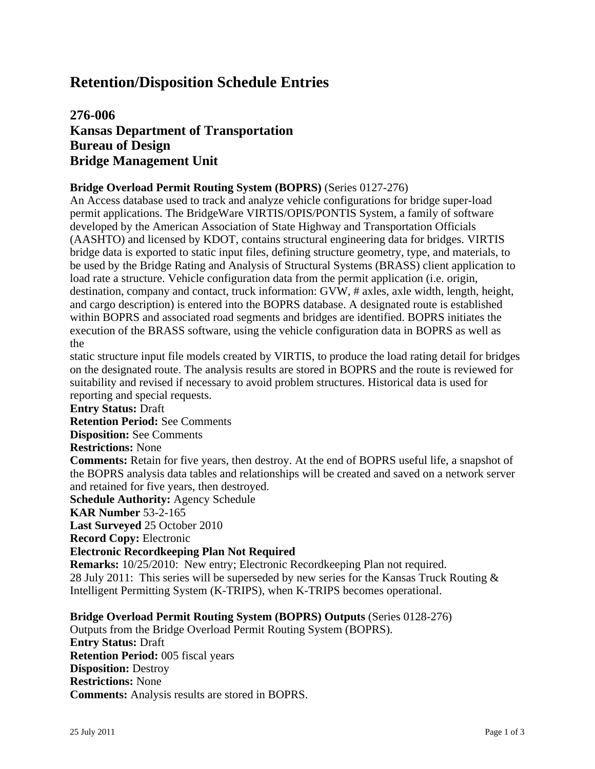# Retention/Disposition Schedule Entries

## 276-006
## Kansas Department of Transportation
## Bureau of Design
## Bridge Management Unit

**Bridge Overload Permit Routing System (BOPRS)** (Series 0127-276)
An Access database used to track and analyze vehicle configurations for bridge super-load permit applications. The BridgeWare VIRTIS/OPIS/PONTIS System, a family of software developed by the American Association of State Highway and Transportation Officials (AASHTO) and licensed by KDOT, contains structural engineering data for bridges. VIRTIS bridge data is exported to static input files, defining structure geometry, type, and materials, to be used by the Bridge Rating and Analysis of Structural Systems (BRASS) client application to load rate a structure. Vehicle configuration data from the permit application (i.e. origin, destination, company and contact, truck information: GVW, # axles, axle width, length, height, and cargo description) is entered into the BOPRS database. A designated route is established within BOPRS and associated road segments and bridges are identified. BOPRS initiates the execution of the BRASS software, using the vehicle configuration data in BOPRS as well as the static structure input file models created by VIRTIS, to produce the load rating detail for bridges on the designated route. The analysis results are stored in BOPRS and the route is reviewed for suitability and revised if necessary to avoid problem structures. Historical data is used for reporting and special requests.
**Entry Status:** Draft
**Retention Period:** See Comments
**Disposition:** See Comments
**Restrictions:** None
**Comments:** Retain for five years, then destroy. At the end of BOPRS useful life, a snapshot of the BOPRS analysis data tables and relationships will be created and saved on a network server and retained for five years, then destroyed.
**Schedule Authority:** Agency Schedule
**KAR Number** 53-2-165
**Last Surveyed** 25 October 2010
**Record Copy:** Electronic
**Electronic Recordkeeping Plan Not Required**
**Remarks:** 10/25/2010: New entry; Electronic Recordkeeping Plan not required.
28 July 2011: This series will be superseded by new series for the Kansas Truck Routing & Intelligent Permitting System (K-TRIPS), when K-TRIPS becomes operational.

**Bridge Overload Permit Routing System (BOPRS) Outputs** (Series 0128-276)
Outputs from the Bridge Overload Permit Routing System (BOPRS).
**Entry Status:** Draft
**Retention Period:** 005 fiscal years
**Disposition:** Destroy
**Restrictions:** None
**Comments:** Analysis results are stored in BOPRS.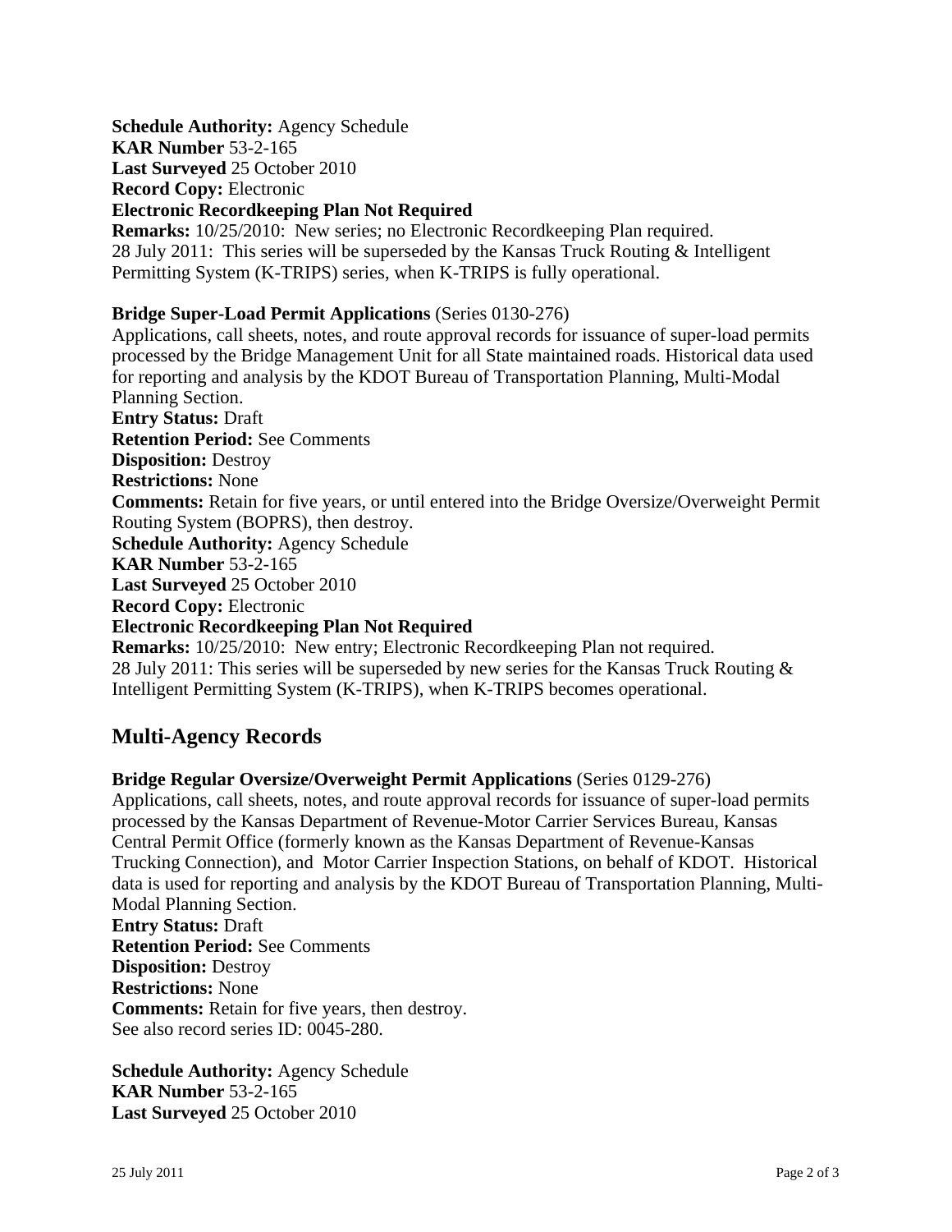**Schedule Authority:** Agency Schedule
**KAR Number** 53-2-165
**Last Surveyed** 25 October 2010
**Record Copy:** Electronic
**Electronic Recordkeeping Plan Not Required**
**Remarks:** 10/25/2010: New series; no Electronic Recordkeeping Plan required.
28 July 2011: This series will be superseded by the Kansas Truck Routing & Intelligent Permitting System (K-TRIPS) series, when K-TRIPS is fully operational.

**Bridge Super-Load Permit Applications** (Series 0130-276)
Applications, call sheets, notes, and route approval records for issuance of super-load permits processed by the Bridge Management Unit for all State maintained roads. Historical data used for reporting and analysis by the KDOT Bureau of Transportation Planning, Multi-Modal Planning Section.
**Entry Status:** Draft
**Retention Period:** See Comments
**Disposition:** Destroy
**Restrictions:** None
**Comments:** Retain for five years, or until entered into the Bridge Oversize/Overweight Permit Routing System (BOPRS), then destroy.
**Schedule Authority:** Agency Schedule
**KAR Number** 53-2-165
**Last Surveyed** 25 October 2010
**Record Copy:** Electronic
**Electronic Recordkeeping Plan Not Required**
**Remarks:** 10/25/2010: New entry; Electronic Recordkeeping Plan not required.
28 July 2011: This series will be superseded by new series for the Kansas Truck Routing & Intelligent Permitting System (K-TRIPS), when K-TRIPS becomes operational.

## Multi-Agency Records

**Bridge Regular Oversize/Overweight Permit Applications** (Series 0129-276)
Applications, call sheets, notes, and route approval records for issuance of super-load permits processed by the Kansas Department of Revenue-Motor Carrier Services Bureau, Kansas Central Permit Office (formerly known as the Kansas Department of Revenue-Kansas Trucking Connection), and Motor Carrier Inspection Stations, on behalf of KDOT. Historical data is used for reporting and analysis by the KDOT Bureau of Transportation Planning, Multi-Modal Planning Section.
**Entry Status:** Draft
**Retention Period:** See Comments
**Disposition:** Destroy
**Restrictions:** None
**Comments:** Retain for five years, then destroy.
See also record series ID: 0045-280.

**Schedule Authority:** Agency Schedule
**KAR Number** 53-2-165
**Last Surveyed** 25 October 2010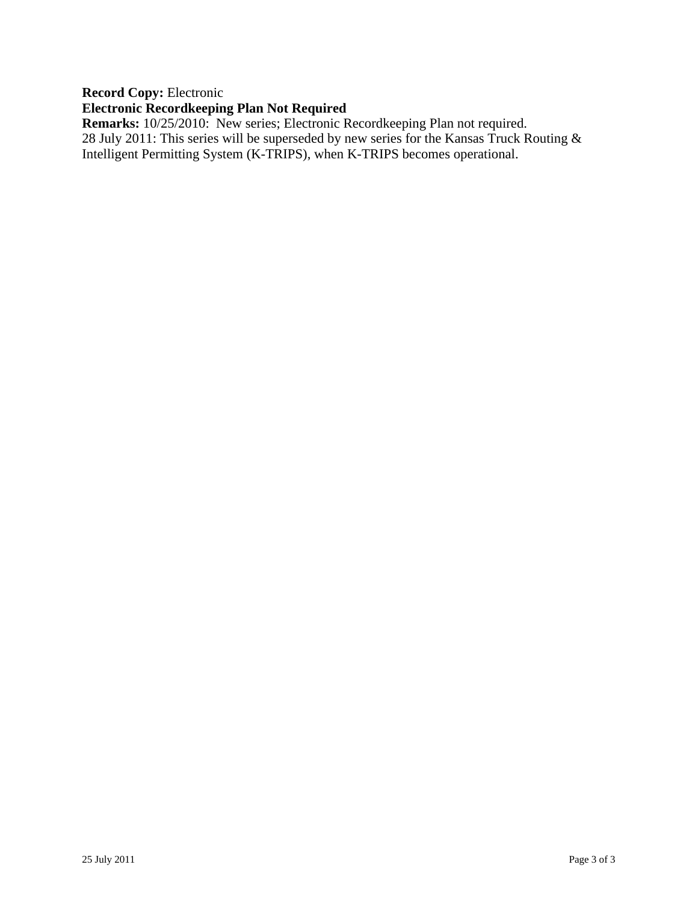**Record Copy:** Electronic
**Electronic Recordkeeping Plan Not Required**
**Remarks:** 10/25/2010: New series; Electronic Recordkeeping Plan not required.
28 July 2011: This series will be superseded by new series for the Kansas Truck Routing & Intelligent Permitting System (K-TRIPS), when K-TRIPS becomes operational.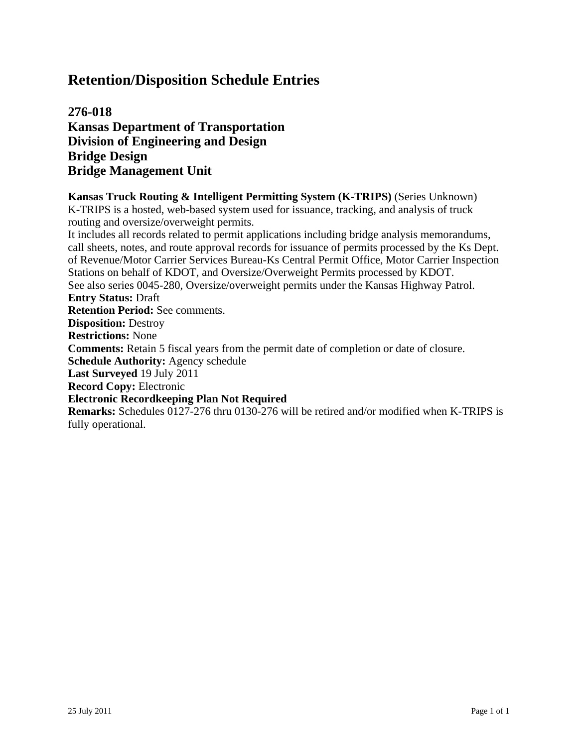# Retention/Disposition Schedule Entries

## 276-018
## Kansas Department of Transportation
## Division of Engineering and Design
## Bridge Design
## Bridge Management Unit

**Kansas Truck Routing & Intelligent Permitting System (K-TRIPS)** (Series Unknown)
K-TRIPS is a hosted, web-based system used for issuance, tracking, and analysis of truck routing and oversize/overweight permits.
It includes all records related to permit applications including bridge analysis memorandums, call sheets, notes, and route approval records for issuance of permits processed by the Ks Dept. of Revenue/Motor Carrier Services Bureau-Ks Central Permit Office, Motor Carrier Inspection Stations on behalf of KDOT, and Oversize/Overweight Permits processed by KDOT.
See also series 0045-280, Oversize/overweight permits under the Kansas Highway Patrol.
**Entry Status:** Draft
**Retention Period:** See comments.
**Disposition:** Destroy
**Restrictions:** None
**Comments:** Retain 5 fiscal years from the permit date of completion or date of closure.
**Schedule Authority:** Agency schedule
**Last Surveyed** 19 July 2011
**Record Copy:** Electronic
**Electronic Recordkeeping Plan Not Required**
**Remarks:** Schedules 0127-276 thru 0130-276 will be retired and/or modified when K-TRIPS is fully operational.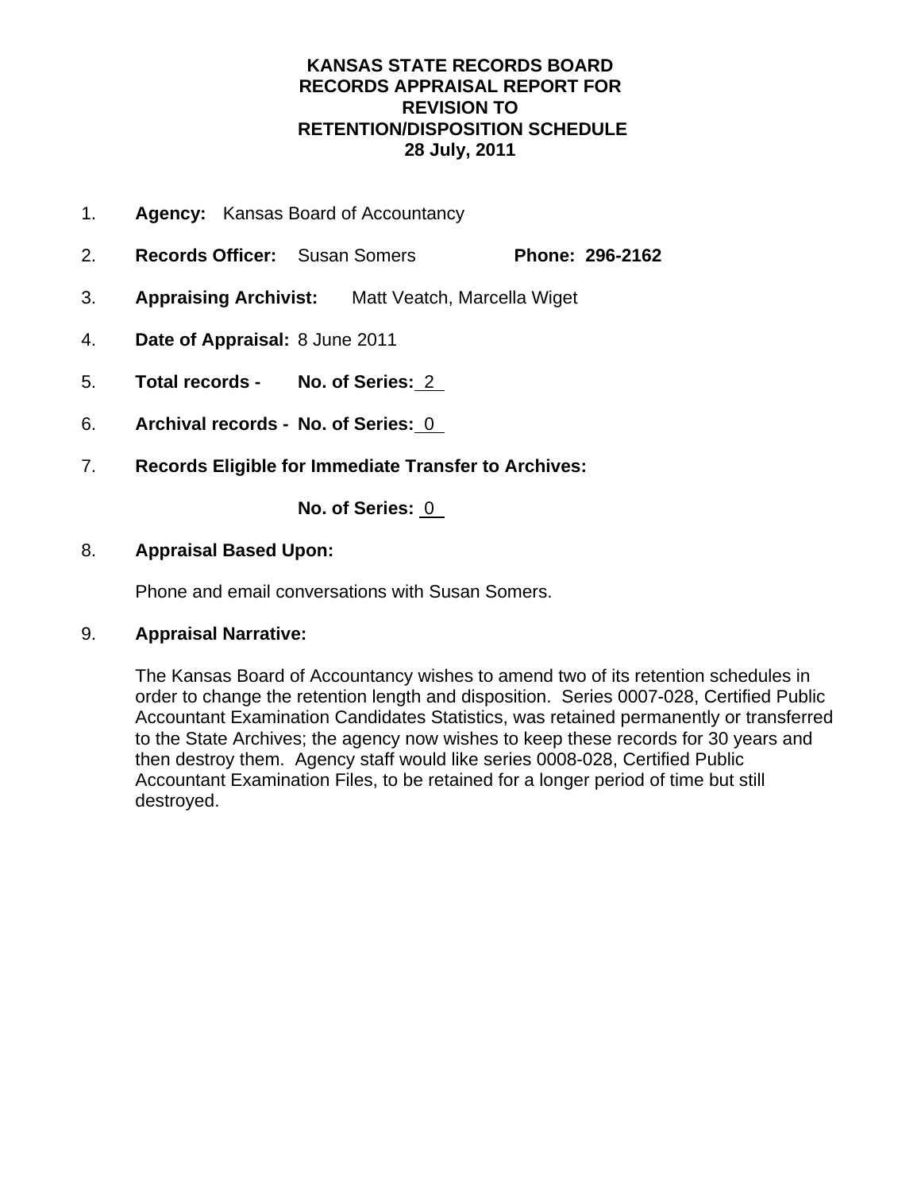**KANSAS STATE RECORDS BOARD**
**RECORDS APPRAISAL REPORT FOR**
**REVISION TO**
**RETENTION/DISPOSITION SCHEDULE**
**28 July, 2011**

1. **Agency:** Kansas Board of Accountancy

2. **Records Officer:** Susan Somers **Phone: 296-2162**

3. **Appraising Archivist:** Matt Veatch, Marcella Wiget

4. **Date of Appraisal:** 8 June 2011

5. **Total records - No. of Series:** 2

6. **Archival records - No. of Series:** 0

7. **Records Eligible for Immediate Transfer to Archives:**

   **No. of Series:** 0

8. **Appraisal Based Upon:**

   Phone and email conversations with Susan Somers.

9. **Appraisal Narrative:**

   The Kansas Board of Accountancy wishes to amend two of its retention schedules in order to change the retention length and disposition. Series 0007-028, Certified Public Accountant Examination Candidates Statistics, was retained permanently or transferred to the State Archives; the agency now wishes to keep these records for 30 years and then destroy them. Agency staff would like series 0008-028, Certified Public Accountant Examination Files, to be retained for a longer period of time but still destroyed.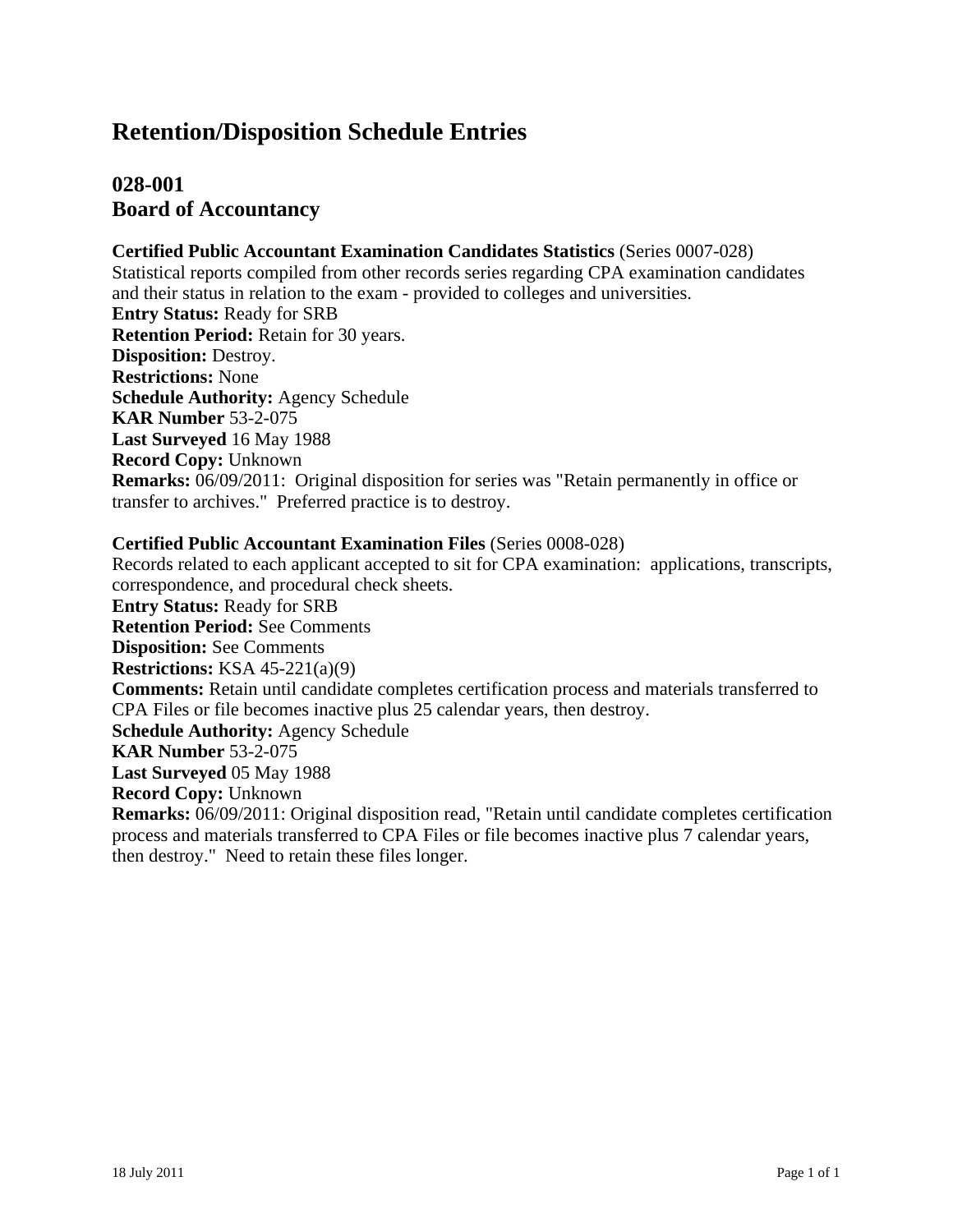# Retention/Disposition Schedule Entries

## 028-001
## Board of Accountancy

**Certified Public Accountant Examination Candidates Statistics** (Series 0007-028)
Statistical reports compiled from other records series regarding CPA examination candidates and their status in relation to the exam - provided to colleges and universities.
**Entry Status:** Ready for SRB
**Retention Period:** Retain for 30 years.
**Disposition:** Destroy.
**Restrictions:** None
**Schedule Authority:** Agency Schedule
**KAR Number** 53-2-075
**Last Surveyed** 16 May 1988
**Record Copy:** Unknown
**Remarks:** 06/09/2011: Original disposition for series was "Retain permanently in office or transfer to archives." Preferred practice is to destroy.

**Certified Public Accountant Examination Files** (Series 0008-028)
Records related to each applicant accepted to sit for CPA examination: applications, transcripts, correspondence, and procedural check sheets.
**Entry Status:** Ready for SRB
**Retention Period:** See Comments
**Disposition:** See Comments
**Restrictions:** KSA 45-221(a)(9)
**Comments:** Retain until candidate completes certification process and materials transferred to CPA Files or file becomes inactive plus 25 calendar years, then destroy.
**Schedule Authority:** Agency Schedule
**KAR Number** 53-2-075
**Last Surveyed** 05 May 1988
**Record Copy:** Unknown
**Remarks:** 06/09/2011: Original disposition read, "Retain until candidate completes certification process and materials transferred to CPA Files or file becomes inactive plus 7 calendar years, then destroy." Need to retain these files longer.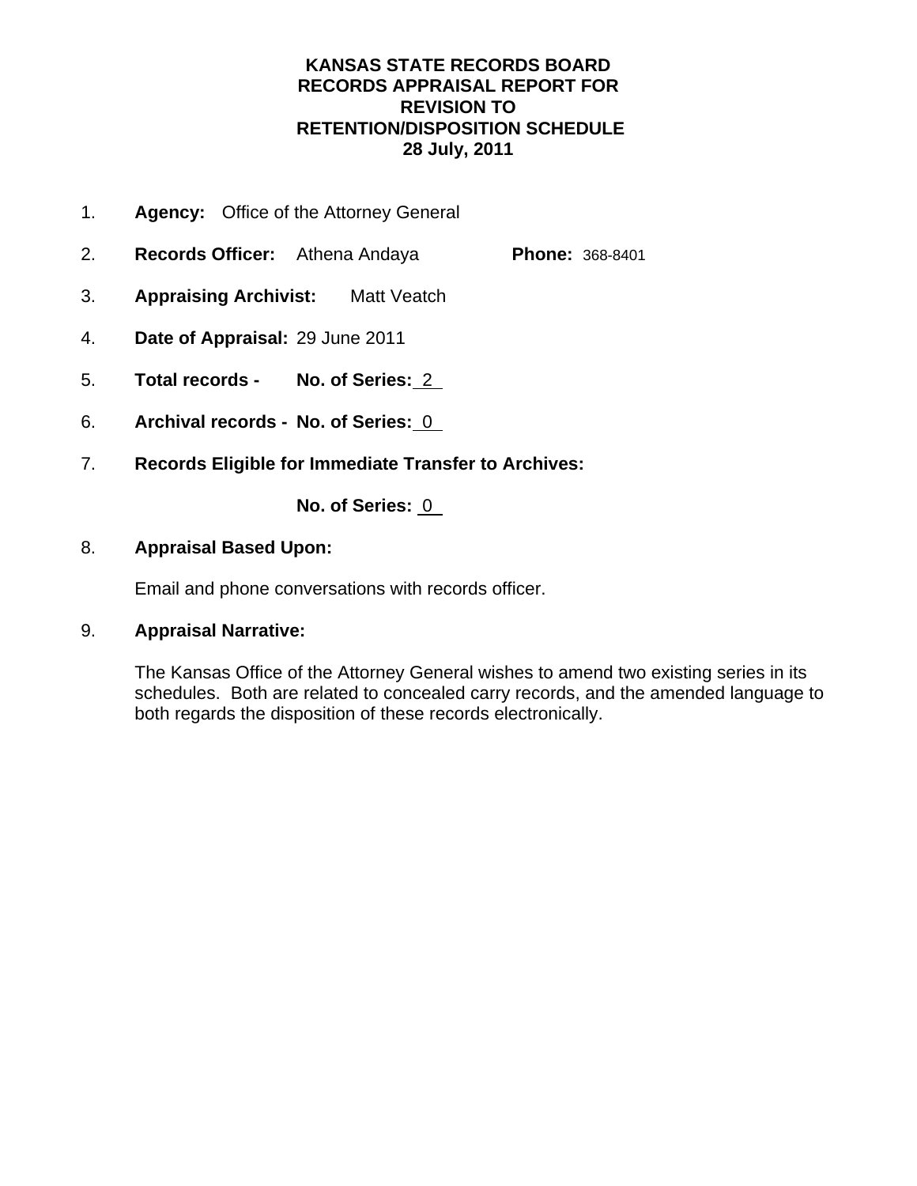# KANSAS STATE RECORDS BOARD
# RECORDS APPRAISAL REPORT FOR REVISION TO RETENTION/DISPOSITION SCHEDULE
## 28 July, 2011

1. **Agency:** Office of the Attorney General
2. **Records Officer:** Athena Andaya **Phone:** 368-8401
3. **Appraising Archivist:** Matt Veatch
4. **Date of Appraisal:** 29 June 2011
5. **Total records - No. of Series:** 2
6. **Archival records - No. of Series:** 0
7. **Records Eligible for Immediate Transfer to Archives:**

   **No. of Series:** 0

8. **Appraisal Based Upon:**

   Email and phone conversations with records officer.

9. **Appraisal Narrative:**

   The Kansas Office of the Attorney General wishes to amend two existing series in its schedules. Both are related to concealed carry records, and the amended language to both regards the disposition of these records electronically.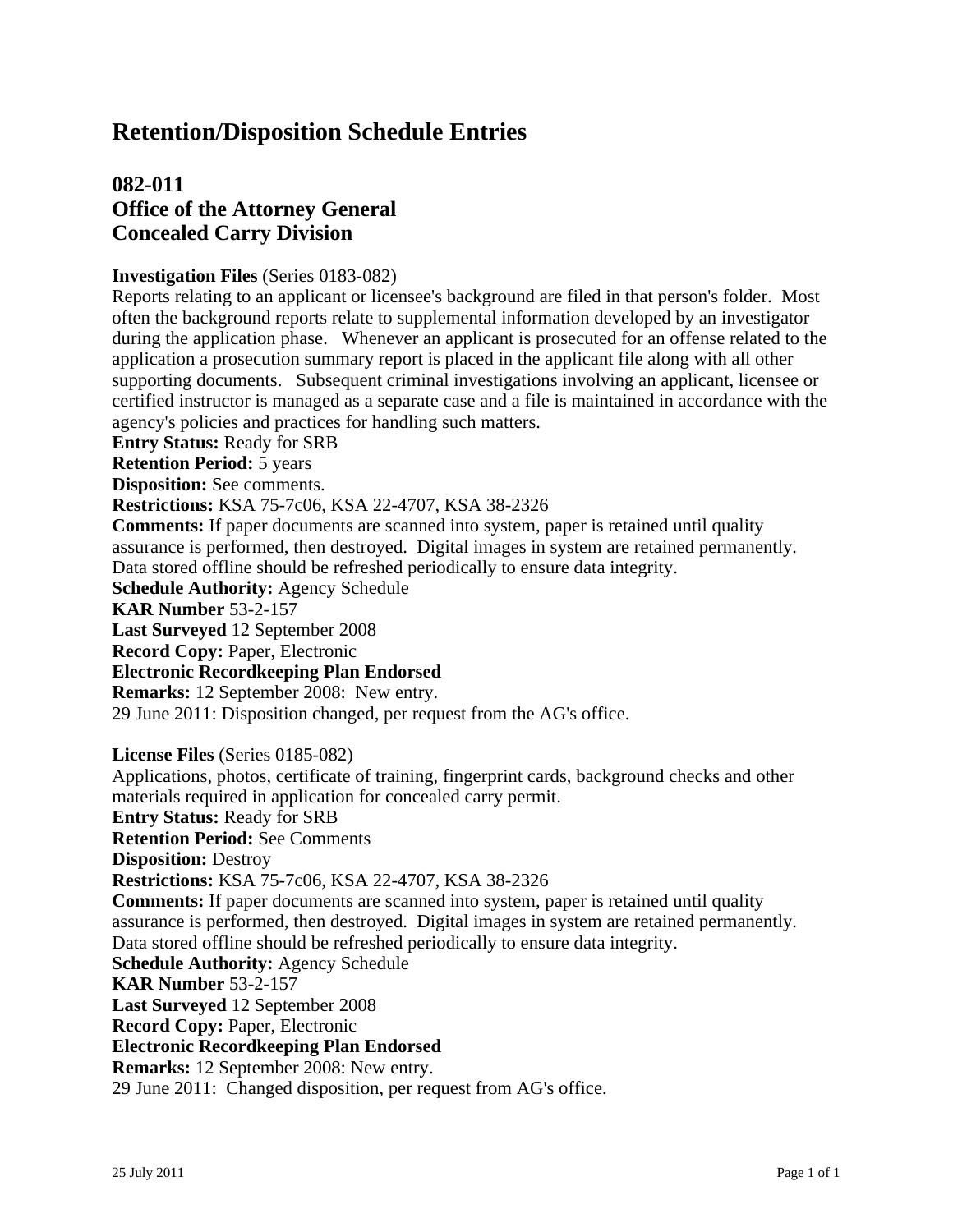# Retention/Disposition Schedule Entries

## 082-011
## Office of the Attorney General
## Concealed Carry Division

**Investigation Files** (Series 0183-082)
Reports relating to an applicant or licensee's background are filed in that person's folder. Most often the background reports relate to supplemental information developed by an investigator during the application phase. Whenever an applicant is prosecuted for an offense related to the application a prosecution summary report is placed in the applicant file along with all other supporting documents. Subsequent criminal investigations involving an applicant, licensee or certified instructor is managed as a separate case and a file is maintained in accordance with the agency's policies and practices for handling such matters.
**Entry Status:** Ready for SRB
**Retention Period:** 5 years
**Disposition:** See comments.
**Restrictions:** KSA 75-7c06, KSA 22-4707, KSA 38-2326
**Comments:** If paper documents are scanned into system, paper is retained until quality assurance is performed, then destroyed. Digital images in system are retained permanently. Data stored offline should be refreshed periodically to ensure data integrity.
**Schedule Authority:** Agency Schedule
**KAR Number** 53-2-157
**Last Surveyed** 12 September 2008
**Record Copy:** Paper, Electronic
**Electronic Recordkeeping Plan Endorsed**
**Remarks:** 12 September 2008: New entry.
29 June 2011: Disposition changed, per request from the AG's office.

**License Files** (Series 0185-082)
Applications, photos, certificate of training, fingerprint cards, background checks and other materials required in application for concealed carry permit.
**Entry Status:** Ready for SRB
**Retention Period:** See Comments
**Disposition:** Destroy
**Restrictions:** KSA 75-7c06, KSA 22-4707, KSA 38-2326
**Comments:** If paper documents are scanned into system, paper is retained until quality assurance is performed, then destroyed. Digital images in system are retained permanently. Data stored offline should be refreshed periodically to ensure data integrity.
**Schedule Authority:** Agency Schedule
**KAR Number** 53-2-157
**Last Surveyed** 12 September 2008
**Record Copy:** Paper, Electronic
**Electronic Recordkeeping Plan Endorsed**
**Remarks:** 12 September 2008: New entry.
29 June 2011: Changed disposition, per request from AG's office.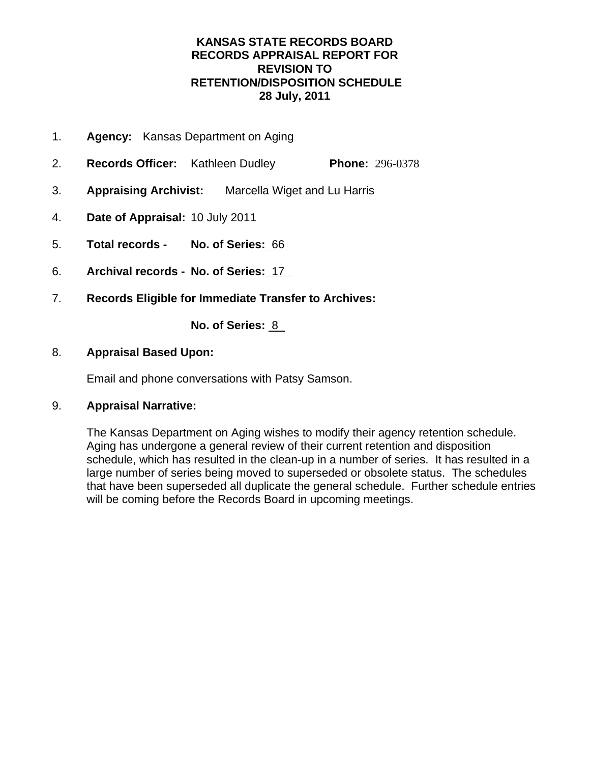# KANSAS STATE RECORDS BOARD
# RECORDS APPRAISAL REPORT FOR
# REVISION TO
# RETENTION/DISPOSITION SCHEDULE
# 28 July, 2011

1. **Agency:** Kansas Department on Aging

2. **Records Officer:** Kathleen Dudley **Phone:** 296-0378

3. **Appraising Archivist:** Marcella Wiget and Lu Harris

4. **Date of Appraisal:** 10 July 2011

5. **Total records - No. of Series:** 66

6. **Archival records - No. of Series:** 17

7. **Records Eligible for Immediate Transfer to Archives:**

   **No. of Series:** 8

8. **Appraisal Based Upon:**

   Email and phone conversations with Patsy Samson.

9. **Appraisal Narrative:**

   The Kansas Department on Aging wishes to modify their agency retention schedule. Aging has undergone a general review of their current retention and disposition schedule, which has resulted in the clean-up in a number of series. It has resulted in a large number of series being moved to superseded or obsolete status. The schedules that have been superseded all duplicate the general schedule. Further schedule entries will be coming before the Records Board in upcoming meetings.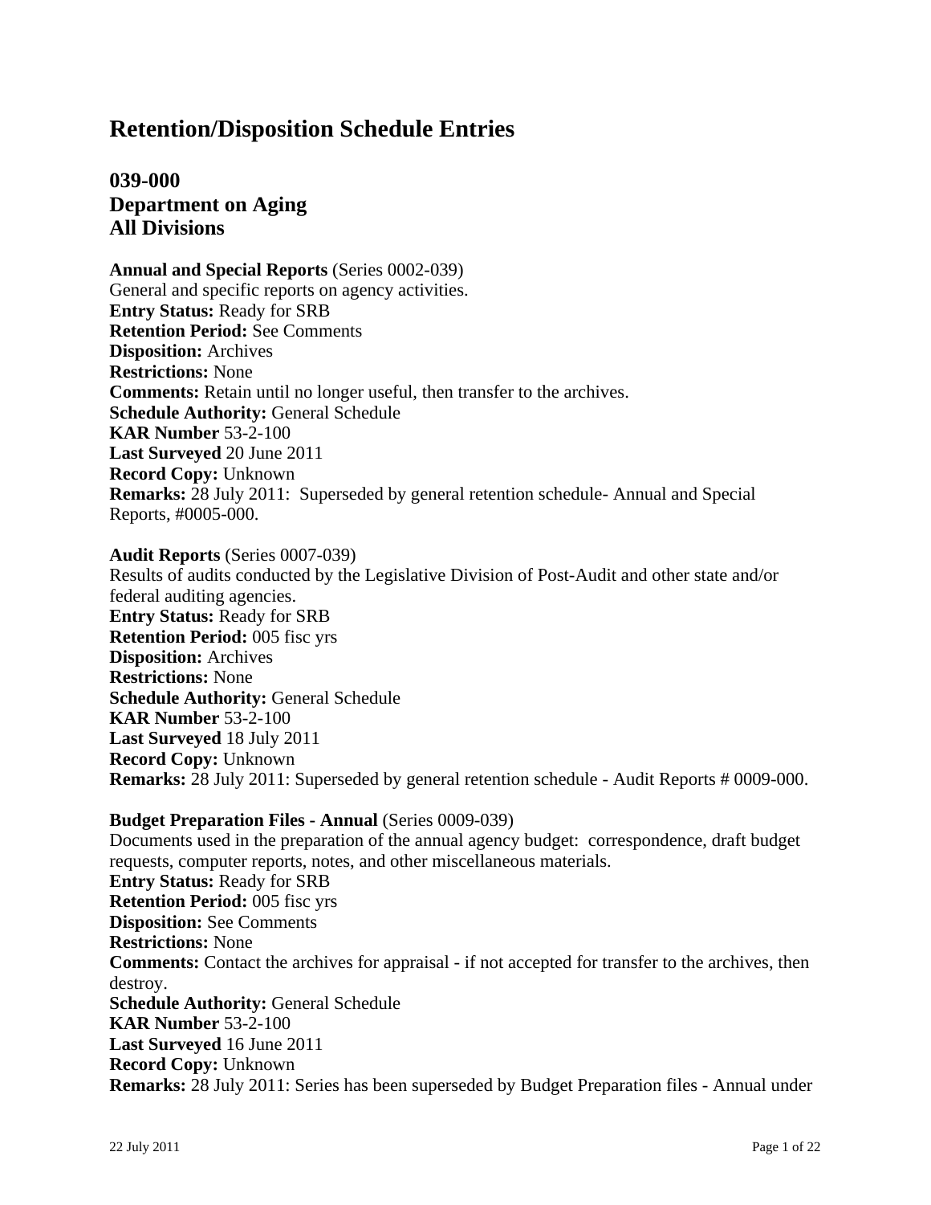# Retention/Disposition Schedule Entries

## 039-000
## Department on Aging
## All Divisions

**Annual and Special Reports** (Series 0002-039)
General and specific reports on agency activities.
**Entry Status:** Ready for SRB
**Retention Period:** See Comments
**Disposition:** Archives
**Restrictions:** None
**Comments:** Retain until no longer useful, then transfer to the archives.
**Schedule Authority:** General Schedule
**KAR Number** 53-2-100
**Last Surveyed** 20 June 2011
**Record Copy:** Unknown
**Remarks:** 28 July 2011: Superseded by general retention schedule- Annual and Special Reports, #0005-000.

**Audit Reports** (Series 0007-039)
Results of audits conducted by the Legislative Division of Post-Audit and other state and/or federal auditing agencies.
**Entry Status:** Ready for SRB
**Retention Period:** 005 fisc yrs
**Disposition:** Archives
**Restrictions:** None
**Schedule Authority:** General Schedule
**KAR Number** 53-2-100
**Last Surveyed** 18 July 2011
**Record Copy:** Unknown
**Remarks:** 28 July 2011: Superseded by general retention schedule - Audit Reports # 0009-000.

**Budget Preparation Files - Annual** (Series 0009-039)
Documents used in the preparation of the annual agency budget: correspondence, draft budget requests, computer reports, notes, and other miscellaneous materials.
**Entry Status:** Ready for SRB
**Retention Period:** 005 fisc yrs
**Disposition:** See Comments
**Restrictions:** None
**Comments:** Contact the archives for appraisal - if not accepted for transfer to the archives, then destroy.
**Schedule Authority:** General Schedule
**KAR Number** 53-2-100
**Last Surveyed** 16 June 2011
**Record Copy:** Unknown
**Remarks:** 28 July 2011: Series has been superseded by Budget Preparation files - Annual under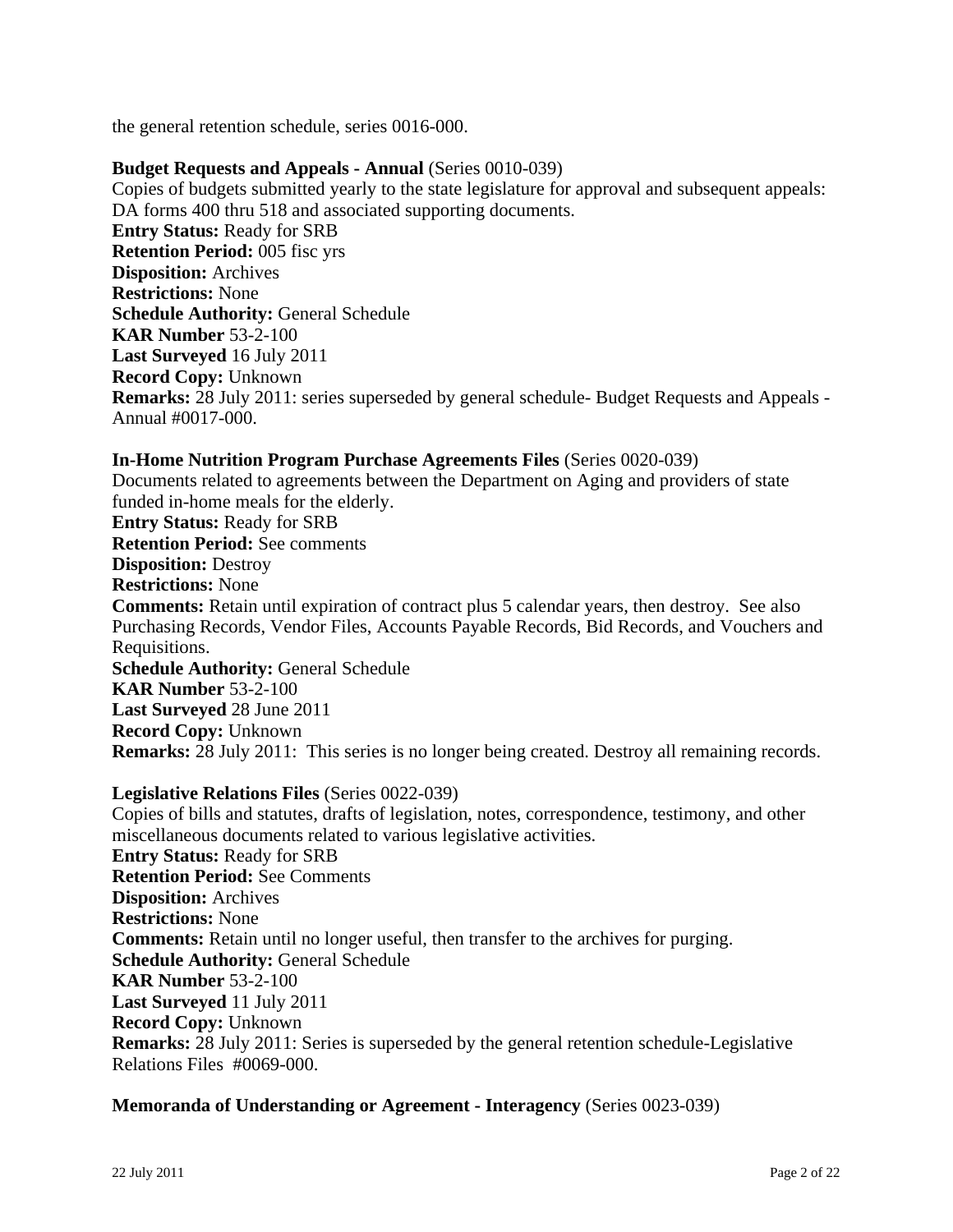the general retention schedule, series 0016-000.

**Budget Requests and Appeals - Annual** (Series 0010-039)
Copies of budgets submitted yearly to the state legislature for approval and subsequent appeals: DA forms 400 thru 518 and associated supporting documents.
**Entry Status:** Ready for SRB
**Retention Period:** 005 fisc yrs
**Disposition:** Archives
**Restrictions:** None
**Schedule Authority:** General Schedule
**KAR Number** 53-2-100
**Last Surveyed** 16 July 2011
**Record Copy:** Unknown
**Remarks:** 28 July 2011: series superseded by general schedule- Budget Requests and Appeals - Annual #0017-000.

**In-Home Nutrition Program Purchase Agreements Files** (Series 0020-039)
Documents related to agreements between the Department on Aging and providers of state funded in-home meals for the elderly.
**Entry Status:** Ready for SRB
**Retention Period:** See comments
**Disposition:** Destroy
**Restrictions:** None
**Comments:** Retain until expiration of contract plus 5 calendar years, then destroy. See also Purchasing Records, Vendor Files, Accounts Payable Records, Bid Records, and Vouchers and Requisitions.
**Schedule Authority:** General Schedule
**KAR Number** 53-2-100
**Last Surveyed** 28 June 2011
**Record Copy:** Unknown
**Remarks:** 28 July 2011: This series is no longer being created. Destroy all remaining records.

**Legislative Relations Files** (Series 0022-039)
Copies of bills and statutes, drafts of legislation, notes, correspondence, testimony, and other miscellaneous documents related to various legislative activities.
**Entry Status:** Ready for SRB
**Retention Period:** See Comments
**Disposition:** Archives
**Restrictions:** None
**Comments:** Retain until no longer useful, then transfer to the archives for purging.
**Schedule Authority:** General Schedule
**KAR Number** 53-2-100
**Last Surveyed** 11 July 2011
**Record Copy:** Unknown
**Remarks:** 28 July 2011: Series is superseded by the general retention schedule-Legislative Relations Files #0069-000.

**Memoranda of Understanding or Agreement - Interagency** (Series 0023-039)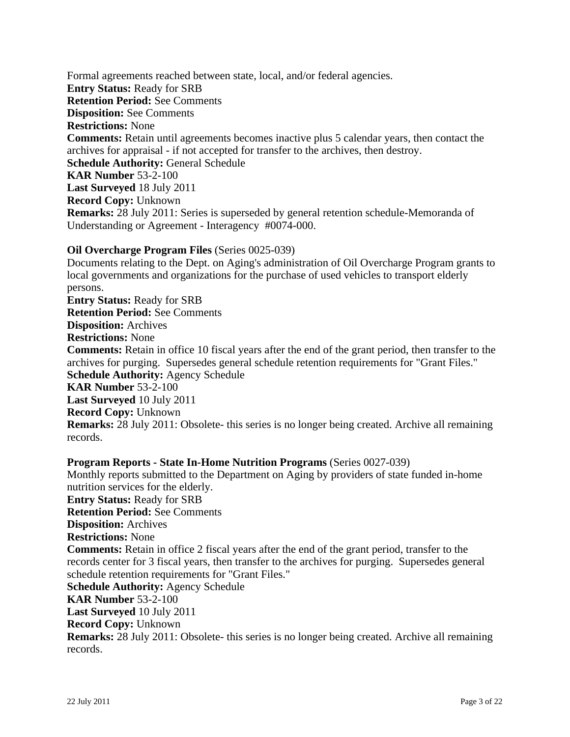Formal agreements reached between state, local, and/or federal agencies.
**Entry Status:** Ready for SRB
**Retention Period:** See Comments
**Disposition:** See Comments
**Restrictions:** None
**Comments:** Retain until agreements becomes inactive plus 5 calendar years, then contact the archives for appraisal - if not accepted for transfer to the archives, then destroy.
**Schedule Authority:** General Schedule
**KAR Number** 53-2-100
**Last Surveyed** 18 July 2011
**Record Copy:** Unknown
**Remarks:** 28 July 2011: Series is superseded by general retention schedule-Memoranda of Understanding or Agreement - Interagency #0074-000.

**Oil Overcharge Program Files** (Series 0025-039)
Documents relating to the Dept. on Aging's administration of Oil Overcharge Program grants to local governments and organizations for the purchase of used vehicles to transport elderly persons.
**Entry Status:** Ready for SRB
**Retention Period:** See Comments
**Disposition:** Archives
**Restrictions:** None
**Comments:** Retain in office 10 fiscal years after the end of the grant period, then transfer to the archives for purging. Supersedes general schedule retention requirements for "Grant Files."
**Schedule Authority:** Agency Schedule
**KAR Number** 53-2-100
**Last Surveyed** 10 July 2011
**Record Copy:** Unknown
**Remarks:** 28 July 2011: Obsolete- this series is no longer being created. Archive all remaining records.

**Program Reports - State In-Home Nutrition Programs** (Series 0027-039)
Monthly reports submitted to the Department on Aging by providers of state funded in-home nutrition services for the elderly.
**Entry Status:** Ready for SRB
**Retention Period:** See Comments
**Disposition:** Archives
**Restrictions:** None
**Comments:** Retain in office 2 fiscal years after the end of the grant period, transfer to the records center for 3 fiscal years, then transfer to the archives for purging. Supersedes general schedule retention requirements for "Grant Files."
**Schedule Authority:** Agency Schedule
**KAR Number** 53-2-100
**Last Surveyed** 10 July 2011
**Record Copy:** Unknown
**Remarks:** 28 July 2011: Obsolete- this series is no longer being created. Archive all remaining records.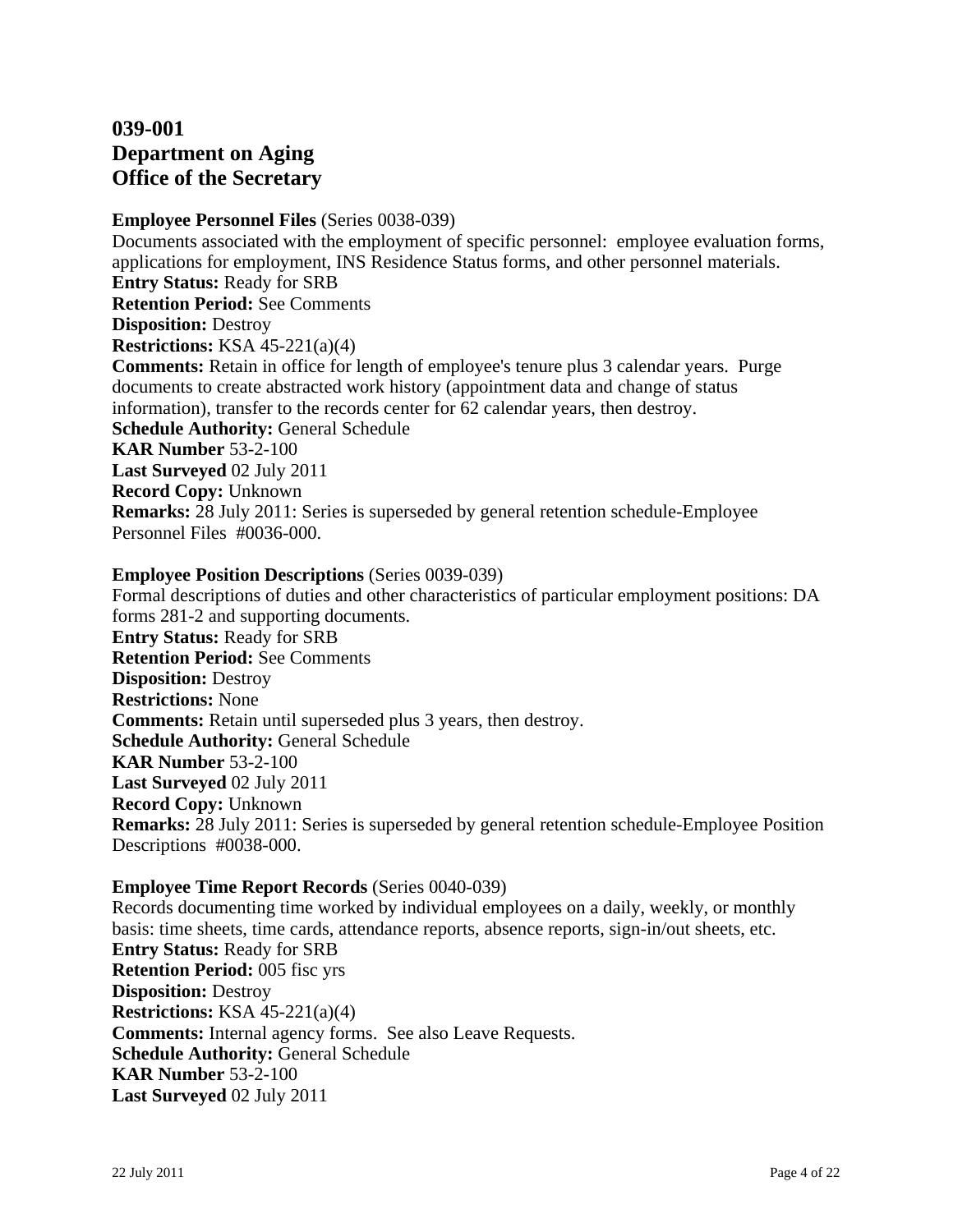## 039-001
## Department on Aging
## Office of the Secretary

**Employee Personnel Files** (Series 0038-039)
Documents associated with the employment of specific personnel: employee evaluation forms, applications for employment, INS Residence Status forms, and other personnel materials.
**Entry Status:** Ready for SRB
**Retention Period:** See Comments
**Disposition:** Destroy
**Restrictions:** KSA 45-221(a)(4)
**Comments:** Retain in office for length of employee's tenure plus 3 calendar years. Purge documents to create abstracted work history (appointment data and change of status information), transfer to the records center for 62 calendar years, then destroy.
**Schedule Authority:** General Schedule
**KAR Number** 53-2-100
**Last Surveyed** 02 July 2011
**Record Copy:** Unknown
**Remarks:** 28 July 2011: Series is superseded by general retention schedule-Employee Personnel Files #0036-000.

**Employee Position Descriptions** (Series 0039-039)
Formal descriptions of duties and other characteristics of particular employment positions: DA forms 281-2 and supporting documents.
**Entry Status:** Ready for SRB
**Retention Period:** See Comments
**Disposition:** Destroy
**Restrictions:** None
**Comments:** Retain until superseded plus 3 years, then destroy.
**Schedule Authority:** General Schedule
**KAR Number** 53-2-100
**Last Surveyed** 02 July 2011
**Record Copy:** Unknown
**Remarks:** 28 July 2011: Series is superseded by general retention schedule-Employee Position Descriptions #0038-000.

**Employee Time Report Records** (Series 0040-039)
Records documenting time worked by individual employees on a daily, weekly, or monthly basis: time sheets, time cards, attendance reports, absence reports, sign-in/out sheets, etc.
**Entry Status:** Ready for SRB
**Retention Period:** 005 fisc yrs
**Disposition:** Destroy
**Restrictions:** KSA 45-221(a)(4)
**Comments:** Internal agency forms. See also Leave Requests.
**Schedule Authority:** General Schedule
**KAR Number** 53-2-100
**Last Surveyed** 02 July 2011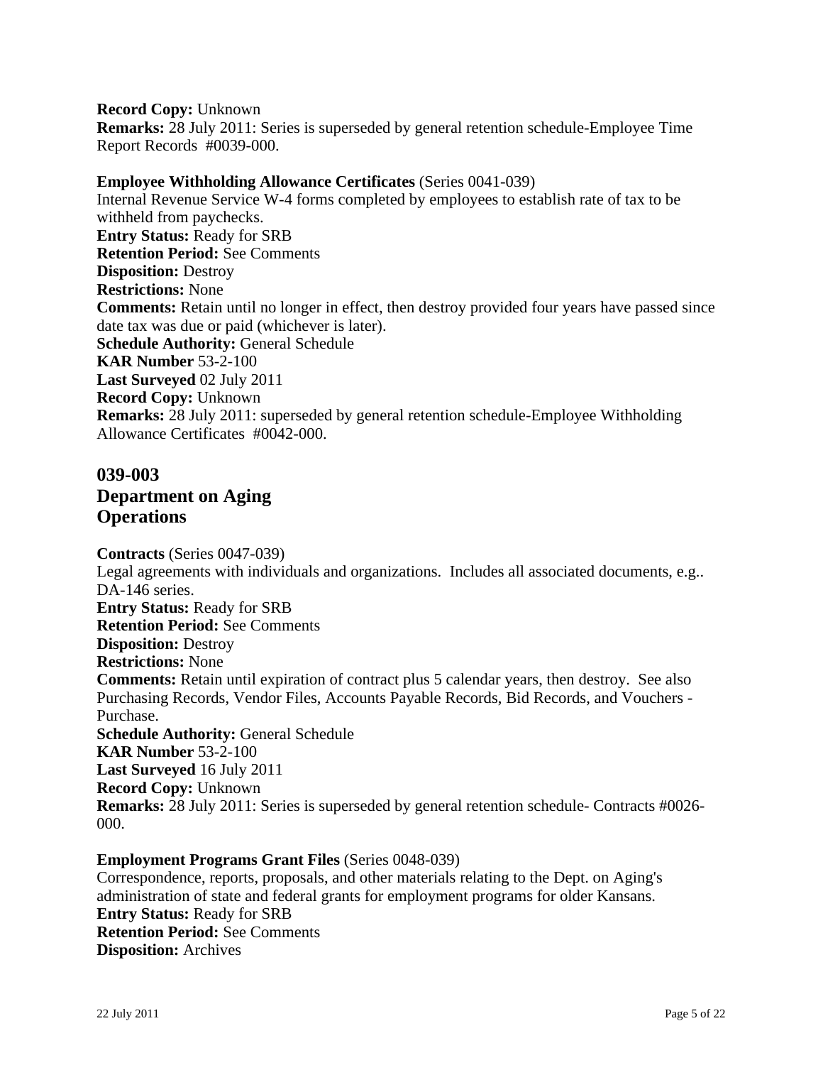**Record Copy:** Unknown
**Remarks:** 28 July 2011: Series is superseded by general retention schedule-Employee Time Report Records #0039-000.

**Employee Withholding Allowance Certificates** (Series 0041-039)
Internal Revenue Service W-4 forms completed by employees to establish rate of tax to be withheld from paychecks.
**Entry Status:** Ready for SRB
**Retention Period:** See Comments
**Disposition:** Destroy
**Restrictions:** None
**Comments:** Retain until no longer in effect, then destroy provided four years have passed since date tax was due or paid (whichever is later).
**Schedule Authority:** General Schedule
**KAR Number** 53-2-100
**Last Surveyed** 02 July 2011
**Record Copy:** Unknown
**Remarks:** 28 July 2011: superseded by general retention schedule-Employee Withholding Allowance Certificates #0042-000.

## 039-003
## Department on Aging
## Operations

**Contracts** (Series 0047-039)
Legal agreements with individuals and organizations. Includes all associated documents, e.g.. DA-146 series.
**Entry Status:** Ready for SRB
**Retention Period:** See Comments
**Disposition:** Destroy
**Restrictions:** None
**Comments:** Retain until expiration of contract plus 5 calendar years, then destroy. See also Purchasing Records, Vendor Files, Accounts Payable Records, Bid Records, and Vouchers - Purchase.
**Schedule Authority:** General Schedule
**KAR Number** 53-2-100
**Last Surveyed** 16 July 2011
**Record Copy:** Unknown
**Remarks:** 28 July 2011: Series is superseded by general retention schedule- Contracts #0026-000.

**Employment Programs Grant Files** (Series 0048-039)
Correspondence, reports, proposals, and other materials relating to the Dept. on Aging's administration of state and federal grants for employment programs for older Kansans.
**Entry Status:** Ready for SRB
**Retention Period:** See Comments
**Disposition:** Archives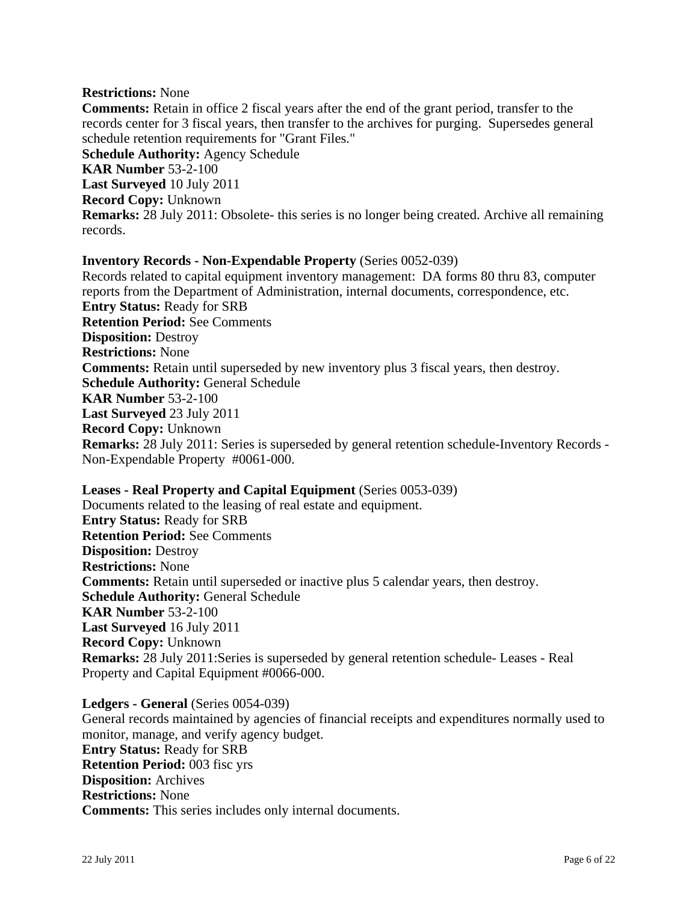**Restrictions:** None
**Comments:** Retain in office 2 fiscal years after the end of the grant period, transfer to the records center for 3 fiscal years, then transfer to the archives for purging. Supersedes general schedule retention requirements for "Grant Files."
**Schedule Authority:** Agency Schedule
**KAR Number** 53-2-100
**Last Surveyed** 10 July 2011
**Record Copy:** Unknown
**Remarks:** 28 July 2011: Obsolete- this series is no longer being created. Archive all remaining records.

**Inventory Records - Non-Expendable Property** (Series 0052-039)
Records related to capital equipment inventory management: DA forms 80 thru 83, computer reports from the Department of Administration, internal documents, correspondence, etc.
**Entry Status:** Ready for SRB
**Retention Period:** See Comments
**Disposition:** Destroy
**Restrictions:** None
**Comments:** Retain until superseded by new inventory plus 3 fiscal years, then destroy.
**Schedule Authority:** General Schedule
**KAR Number** 53-2-100
**Last Surveyed** 23 July 2011
**Record Copy:** Unknown
**Remarks:** 28 July 2011: Series is superseded by general retention schedule-Inventory Records - Non-Expendable Property #0061-000.

**Leases - Real Property and Capital Equipment** (Series 0053-039)
Documents related to the leasing of real estate and equipment.
**Entry Status:** Ready for SRB
**Retention Period:** See Comments
**Disposition:** Destroy
**Restrictions:** None
**Comments:** Retain until superseded or inactive plus 5 calendar years, then destroy.
**Schedule Authority:** General Schedule
**KAR Number** 53-2-100
**Last Surveyed** 16 July 2011
**Record Copy:** Unknown
**Remarks:** 28 July 2011:Series is superseded by general retention schedule- Leases - Real Property and Capital Equipment #0066-000.

**Ledgers - General** (Series 0054-039)
General records maintained by agencies of financial receipts and expenditures normally used to monitor, manage, and verify agency budget.
**Entry Status:** Ready for SRB
**Retention Period:** 003 fisc yrs
**Disposition:** Archives
**Restrictions:** None
**Comments:** This series includes only internal documents.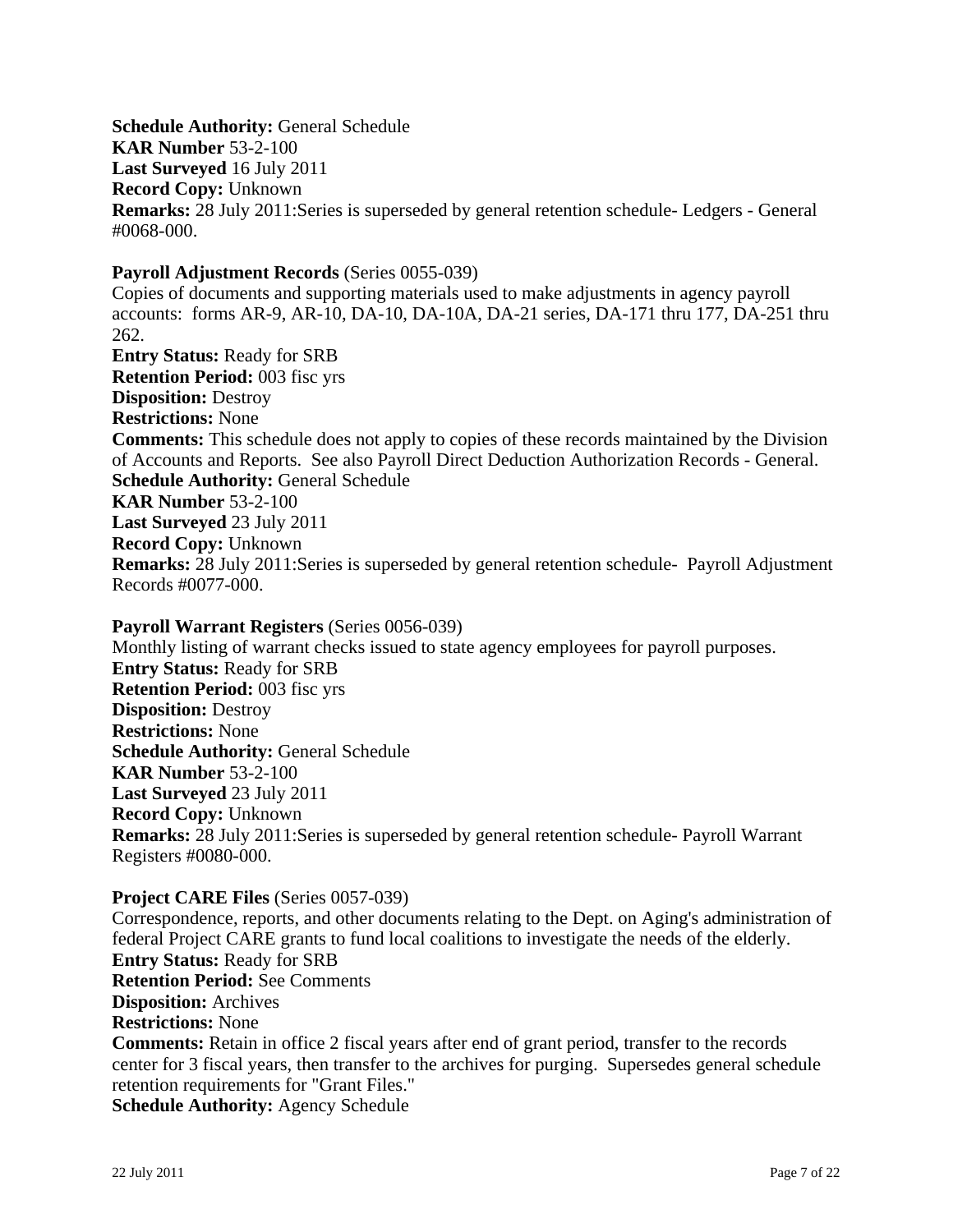**Schedule Authority:** General Schedule
**KAR Number** 53-2-100
**Last Surveyed** 16 July 2011
**Record Copy:** Unknown
**Remarks:** 28 July 2011:Series is superseded by general retention schedule- Ledgers - General #0068-000.

**Payroll Adjustment Records** (Series 0055-039)
Copies of documents and supporting materials used to make adjustments in agency payroll accounts: forms AR-9, AR-10, DA-10, DA-10A, DA-21 series, DA-171 thru 177, DA-251 thru 262.
**Entry Status:** Ready for SRB
**Retention Period:** 003 fisc yrs
**Disposition:** Destroy
**Restrictions:** None
**Comments:** This schedule does not apply to copies of these records maintained by the Division of Accounts and Reports. See also Payroll Direct Deduction Authorization Records - General.
**Schedule Authority:** General Schedule
**KAR Number** 53-2-100
**Last Surveyed** 23 July 2011
**Record Copy:** Unknown
**Remarks:** 28 July 2011:Series is superseded by general retention schedule- Payroll Adjustment Records #0077-000.

**Payroll Warrant Registers** (Series 0056-039)
Monthly listing of warrant checks issued to state agency employees for payroll purposes.
**Entry Status:** Ready for SRB
**Retention Period:** 003 fisc yrs
**Disposition:** Destroy
**Restrictions:** None
**Schedule Authority:** General Schedule
**KAR Number** 53-2-100
**Last Surveyed** 23 July 2011
**Record Copy:** Unknown
**Remarks:** 28 July 2011:Series is superseded by general retention schedule- Payroll Warrant Registers #0080-000.

**Project CARE Files** (Series 0057-039)
Correspondence, reports, and other documents relating to the Dept. on Aging's administration of federal Project CARE grants to fund local coalitions to investigate the needs of the elderly.
**Entry Status:** Ready for SRB
**Retention Period:** See Comments
**Disposition:** Archives
**Restrictions:** None
**Comments:** Retain in office 2 fiscal years after end of grant period, transfer to the records center for 3 fiscal years, then transfer to the archives for purging. Supersedes general schedule retention requirements for "Grant Files."
**Schedule Authority:** Agency Schedule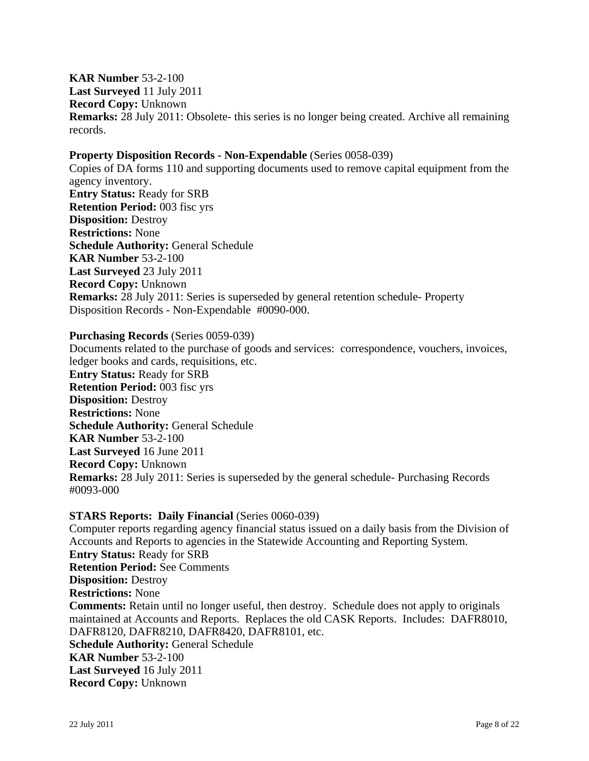**KAR Number** 53-2-100
**Last Surveyed** 11 July 2011
**Record Copy:** Unknown
**Remarks:** 28 July 2011: Obsolete- this series is no longer being created. Archive all remaining records.

**Property Disposition Records - Non-Expendable** (Series 0058-039)
Copies of DA forms 110 and supporting documents used to remove capital equipment from the agency inventory.
**Entry Status:** Ready for SRB
**Retention Period:** 003 fisc yrs
**Disposition:** Destroy
**Restrictions:** None
**Schedule Authority:** General Schedule
**KAR Number** 53-2-100
**Last Surveyed** 23 July 2011
**Record Copy:** Unknown
**Remarks:** 28 July 2011: Series is superseded by general retention schedule- Property Disposition Records - Non-Expendable #0090-000.

**Purchasing Records** (Series 0059-039)
Documents related to the purchase of goods and services: correspondence, vouchers, invoices, ledger books and cards, requisitions, etc.
**Entry Status:** Ready for SRB
**Retention Period:** 003 fisc yrs
**Disposition:** Destroy
**Restrictions:** None
**Schedule Authority:** General Schedule
**KAR Number** 53-2-100
**Last Surveyed** 16 June 2011
**Record Copy:** Unknown
**Remarks:** 28 July 2011: Series is superseded by the general schedule- Purchasing Records #0093-000

**STARS Reports: Daily Financial** (Series 0060-039)
Computer reports regarding agency financial status issued on a daily basis from the Division of Accounts and Reports to agencies in the Statewide Accounting and Reporting System.
**Entry Status:** Ready for SRB
**Retention Period:** See Comments
**Disposition:** Destroy
**Restrictions:** None
**Comments:** Retain until no longer useful, then destroy. Schedule does not apply to originals maintained at Accounts and Reports. Replaces the old CASK Reports. Includes: DAFR8010, DAFR8120, DAFR8210, DAFR8420, DAFR8101, etc.
**Schedule Authority:** General Schedule
**KAR Number** 53-2-100
**Last Surveyed** 16 July 2011
**Record Copy:** Unknown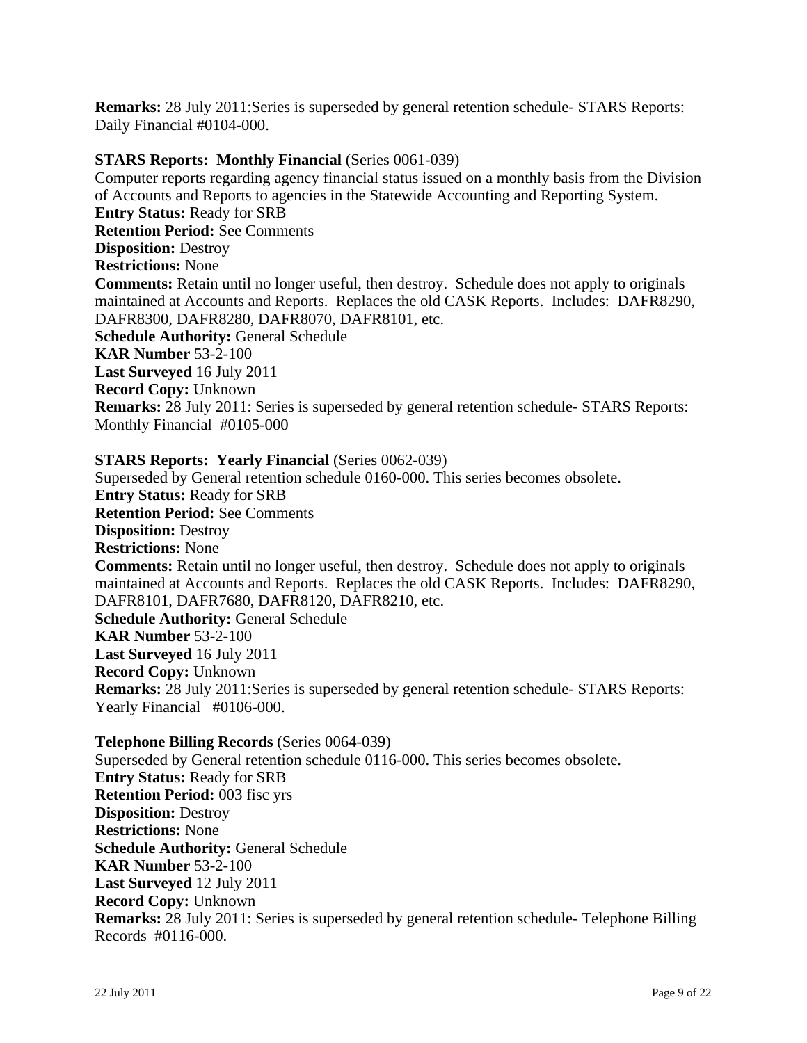**Remarks:** 28 July 2011:Series is superseded by general retention schedule- STARS Reports: Daily Financial #0104-000.

**STARS Reports: Monthly Financial** (Series 0061-039)

Computer reports regarding agency financial status issued on a monthly basis from the Division of Accounts and Reports to agencies in the Statewide Accounting and Reporting System.

**Entry Status:** Ready for SRB
**Retention Period:** See Comments
**Disposition:** Destroy
**Restrictions:** None
**Comments:** Retain until no longer useful, then destroy. Schedule does not apply to originals maintained at Accounts and Reports. Replaces the old CASK Reports. Includes: DAFR8290, DAFR8300, DAFR8280, DAFR8070, DAFR8101, etc.
**Schedule Authority:** General Schedule
**KAR Number** 53-2-100
**Last Surveyed** 16 July 2011
**Record Copy:** Unknown
**Remarks:** 28 July 2011: Series is superseded by general retention schedule- STARS Reports: Monthly Financial #0105-000

**STARS Reports: Yearly Financial** (Series 0062-039)

Superseded by General retention schedule 0160-000. This series becomes obsolete.

**Entry Status:** Ready for SRB
**Retention Period:** See Comments
**Disposition:** Destroy
**Restrictions:** None
**Comments:** Retain until no longer useful, then destroy. Schedule does not apply to originals maintained at Accounts and Reports. Replaces the old CASK Reports. Includes: DAFR8290, DAFR8101, DAFR7680, DAFR8120, DAFR8210, etc.
**Schedule Authority:** General Schedule
**KAR Number** 53-2-100
**Last Surveyed** 16 July 2011
**Record Copy:** Unknown
**Remarks:** 28 July 2011:Series is superseded by general retention schedule- STARS Reports: Yearly Financial #0106-000.

**Telephone Billing Records** (Series 0064-039)

Superseded by General retention schedule 0116-000. This series becomes obsolete.

**Entry Status:** Ready for SRB
**Retention Period:** 003 fisc yrs
**Disposition:** Destroy
**Restrictions:** None
**Schedule Authority:** General Schedule
**KAR Number** 53-2-100
**Last Surveyed** 12 July 2011
**Record Copy:** Unknown
**Remarks:** 28 July 2011: Series is superseded by general retention schedule- Telephone Billing Records #0116-000.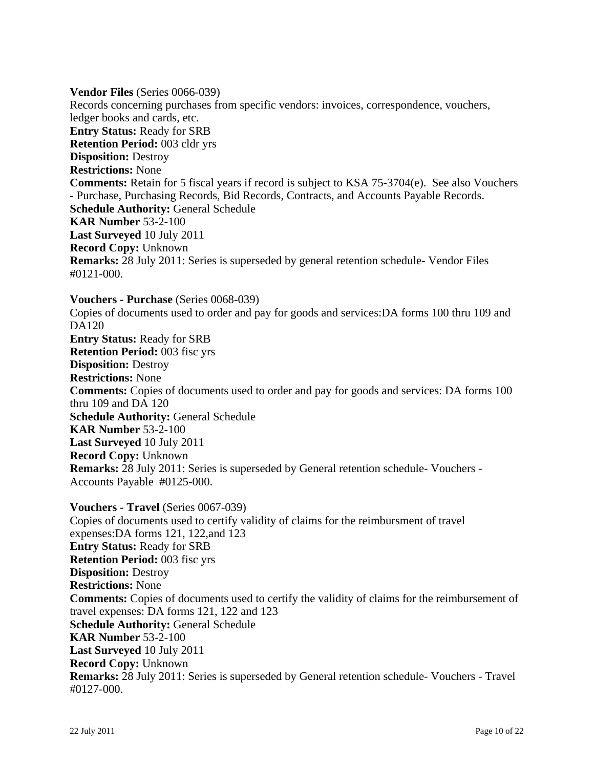**Vendor Files** (Series 0066-039)
Records concerning purchases from specific vendors: invoices, correspondence, vouchers, ledger books and cards, etc.
**Entry Status:** Ready for SRB
**Retention Period:** 003 cldr yrs
**Disposition:** Destroy
**Restrictions:** None
**Comments:** Retain for 5 fiscal years if record is subject to KSA 75-3704(e). See also Vouchers - Purchase, Purchasing Records, Bid Records, Contracts, and Accounts Payable Records.
**Schedule Authority:** General Schedule
**KAR Number** 53-2-100
**Last Surveyed** 10 July 2011
**Record Copy:** Unknown
**Remarks:** 28 July 2011: Series is superseded by general retention schedule- Vendor Files #0121-000.

**Vouchers - Purchase** (Series 0068-039)
Copies of documents used to order and pay for goods and services:DA forms 100 thru 109 and DA120
**Entry Status:** Ready for SRB
**Retention Period:** 003 fisc yrs
**Disposition:** Destroy
**Restrictions:** None
**Comments:** Copies of documents used to order and pay for goods and services: DA forms 100 thru 109 and DA 120
**Schedule Authority:** General Schedule
**KAR Number** 53-2-100
**Last Surveyed** 10 July 2011
**Record Copy:** Unknown
**Remarks:** 28 July 2011: Series is superseded by General retention schedule- Vouchers - Accounts Payable #0125-000.

**Vouchers - Travel** (Series 0067-039)
Copies of documents used to certify validity of claims for the reimbursment of travel expenses:DA forms 121, 122,and 123
**Entry Status:** Ready for SRB
**Retention Period:** 003 fisc yrs
**Disposition:** Destroy
**Restrictions:** None
**Comments:** Copies of documents used to certify the validity of claims for the reimbursement of travel expenses: DA forms 121, 122 and 123
**Schedule Authority:** General Schedule
**KAR Number** 53-2-100
**Last Surveyed** 10 July 2011
**Record Copy:** Unknown
**Remarks:** 28 July 2011: Series is superseded by General retention schedule- Vouchers - Travel #0127-000.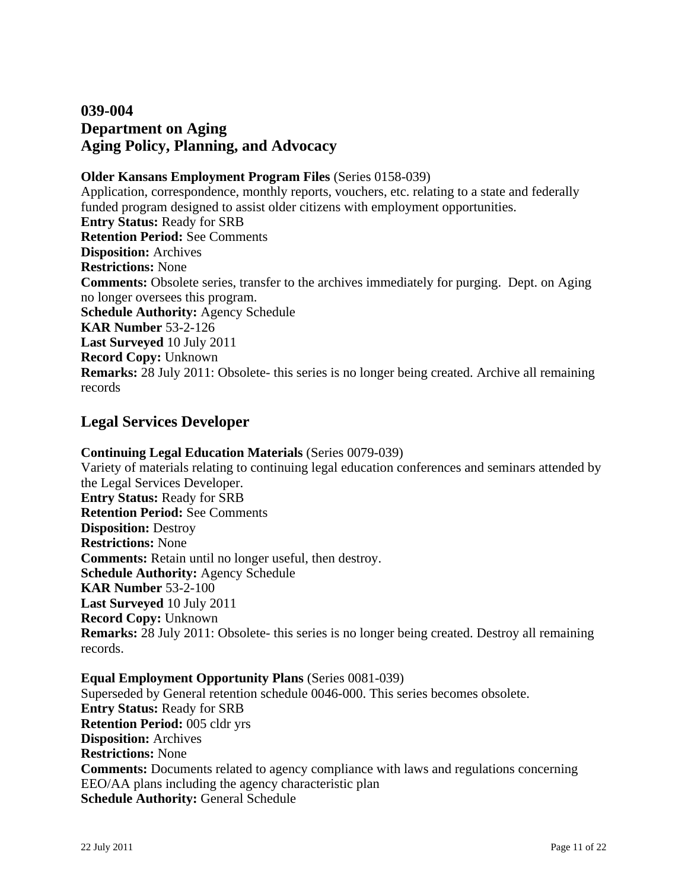# 039-004
# Department on Aging
# Aging Policy, Planning, and Advocacy

**Older Kansans Employment Program Files** (Series 0158-039)
Application, correspondence, monthly reports, vouchers, etc. relating to a state and federally funded program designed to assist older citizens with employment opportunities.
**Entry Status:** Ready for SRB
**Retention Period:** See Comments
**Disposition:** Archives
**Restrictions:** None
**Comments:** Obsolete series, transfer to the archives immediately for purging. Dept. on Aging no longer oversees this program.
**Schedule Authority:** Agency Schedule
**KAR Number** 53-2-126
**Last Surveyed** 10 July 2011
**Record Copy:** Unknown
**Remarks:** 28 July 2011: Obsolete- this series is no longer being created. Archive all remaining records

## Legal Services Developer

**Continuing Legal Education Materials** (Series 0079-039)
Variety of materials relating to continuing legal education conferences and seminars attended by the Legal Services Developer.
**Entry Status:** Ready for SRB
**Retention Period:** See Comments
**Disposition:** Destroy
**Restrictions:** None
**Comments:** Retain until no longer useful, then destroy.
**Schedule Authority:** Agency Schedule
**KAR Number** 53-2-100
**Last Surveyed** 10 July 2011
**Record Copy:** Unknown
**Remarks:** 28 July 2011: Obsolete- this series is no longer being created. Destroy all remaining records.

**Equal Employment Opportunity Plans** (Series 0081-039)
Superseded by General retention schedule 0046-000. This series becomes obsolete.
**Entry Status:** Ready for SRB
**Retention Period:** 005 cldr yrs
**Disposition:** Archives
**Restrictions:** None
**Comments:** Documents related to agency compliance with laws and regulations concerning EEO/AA plans including the agency characteristic plan
**Schedule Authority:** General Schedule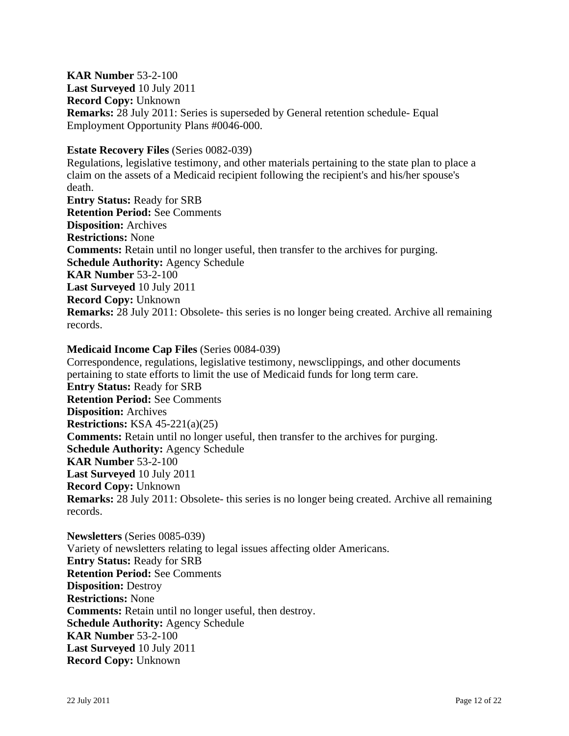**KAR Number** 53-2-100
**Last Surveyed** 10 July 2011
**Record Copy:** Unknown
**Remarks:** 28 July 2011: Series is superseded by General retention schedule- Equal Employment Opportunity Plans #0046-000.

**Estate Recovery Files** (Series 0082-039)
Regulations, legislative testimony, and other materials pertaining to the state plan to place a claim on the assets of a Medicaid recipient following the recipient's and his/her spouse's death.
**Entry Status:** Ready for SRB
**Retention Period:** See Comments
**Disposition:** Archives
**Restrictions:** None
**Comments:** Retain until no longer useful, then transfer to the archives for purging.
**Schedule Authority:** Agency Schedule
**KAR Number** 53-2-100
**Last Surveyed** 10 July 2011
**Record Copy:** Unknown
**Remarks:** 28 July 2011: Obsolete- this series is no longer being created. Archive all remaining records.

**Medicaid Income Cap Files** (Series 0084-039)
Correspondence, regulations, legislative testimony, newsclippings, and other documents pertaining to state efforts to limit the use of Medicaid funds for long term care.
**Entry Status:** Ready for SRB
**Retention Period:** See Comments
**Disposition:** Archives
**Restrictions:** KSA 45-221(a)(25)
**Comments:** Retain until no longer useful, then transfer to the archives for purging.
**Schedule Authority:** Agency Schedule
**KAR Number** 53-2-100
**Last Surveyed** 10 July 2011
**Record Copy:** Unknown
**Remarks:** 28 July 2011: Obsolete- this series is no longer being created. Archive all remaining records.

**Newsletters** (Series 0085-039)
Variety of newsletters relating to legal issues affecting older Americans.
**Entry Status:** Ready for SRB
**Retention Period:** See Comments
**Disposition:** Destroy
**Restrictions:** None
**Comments:** Retain until no longer useful, then destroy.
**Schedule Authority:** Agency Schedule
**KAR Number** 53-2-100
**Last Surveyed** 10 July 2011
**Record Copy:** Unknown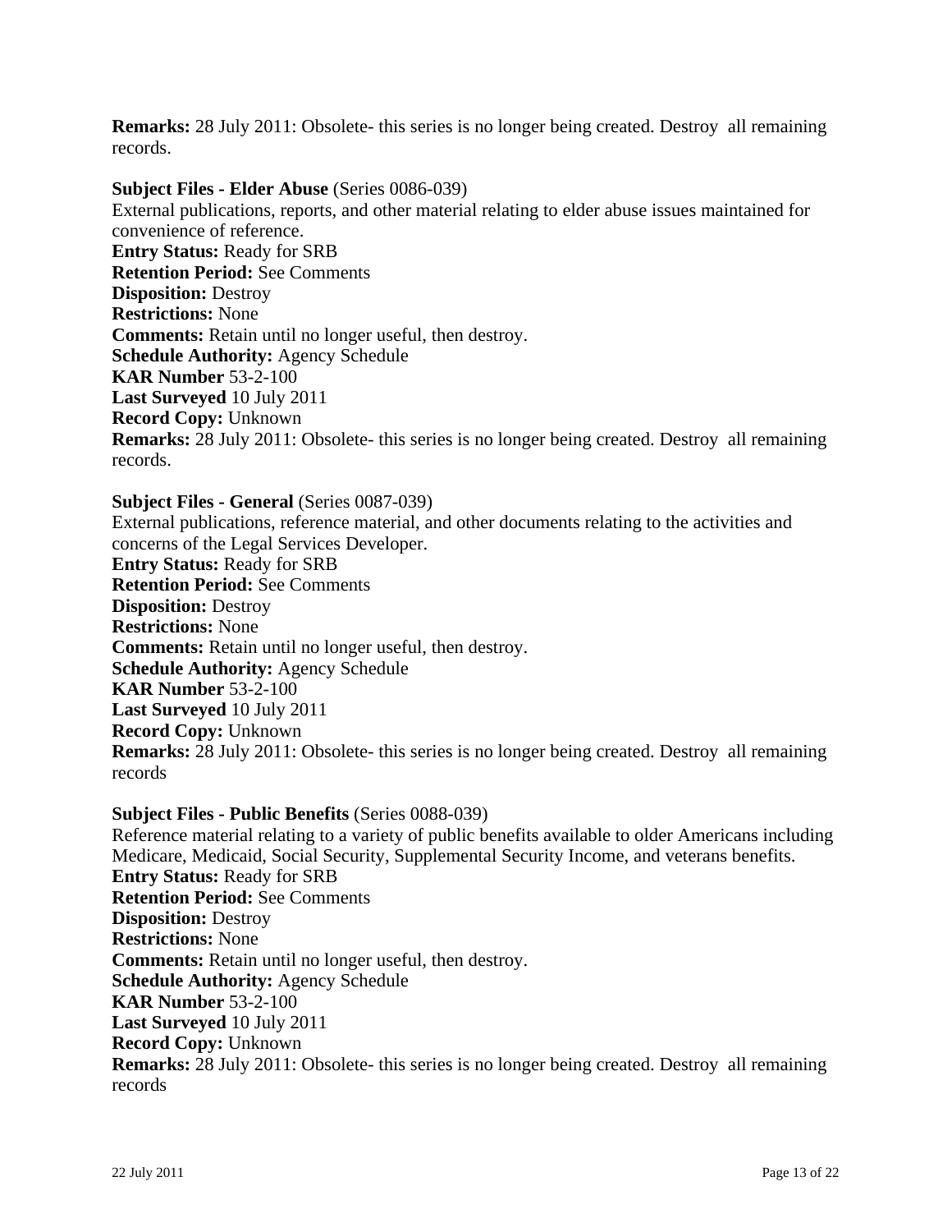**Remarks:** 28 July 2011: Obsolete- this series is no longer being created. Destroy all remaining records.

**Subject Files - Elder Abuse** (Series 0086-039)
External publications, reports, and other material relating to elder abuse issues maintained for convenience of reference.
**Entry Status:** Ready for SRB
**Retention Period:** See Comments
**Disposition:** Destroy
**Restrictions:** None
**Comments:** Retain until no longer useful, then destroy.
**Schedule Authority:** Agency Schedule
**KAR Number** 53-2-100
**Last Surveyed** 10 July 2011
**Record Copy:** Unknown
**Remarks:** 28 July 2011: Obsolete- this series is no longer being created. Destroy all remaining records.

**Subject Files - General** (Series 0087-039)
External publications, reference material, and other documents relating to the activities and concerns of the Legal Services Developer.
**Entry Status:** Ready for SRB
**Retention Period:** See Comments
**Disposition:** Destroy
**Restrictions:** None
**Comments:** Retain until no longer useful, then destroy.
**Schedule Authority:** Agency Schedule
**KAR Number** 53-2-100
**Last Surveyed** 10 July 2011
**Record Copy:** Unknown
**Remarks:** 28 July 2011: Obsolete- this series is no longer being created. Destroy all remaining records

**Subject Files - Public Benefits** (Series 0088-039)
Reference material relating to a variety of public benefits available to older Americans including Medicare, Medicaid, Social Security, Supplemental Security Income, and veterans benefits.
**Entry Status:** Ready for SRB
**Retention Period:** See Comments
**Disposition:** Destroy
**Restrictions:** None
**Comments:** Retain until no longer useful, then destroy.
**Schedule Authority:** Agency Schedule
**KAR Number** 53-2-100
**Last Surveyed** 10 July 2011
**Record Copy:** Unknown
**Remarks:** 28 July 2011: Obsolete- this series is no longer being created. Destroy all remaining records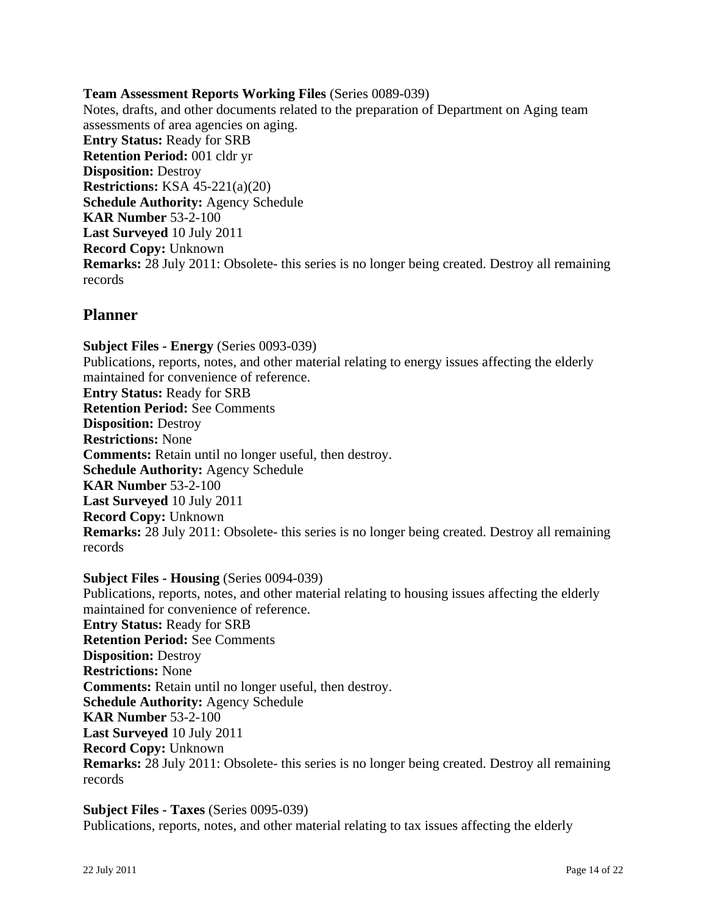**Team Assessment Reports Working Files** (Series 0089-039)
Notes, drafts, and other documents related to the preparation of Department on Aging team assessments of area agencies on aging.
**Entry Status:** Ready for SRB
**Retention Period:** 001 cldr yr
**Disposition:** Destroy
**Restrictions:** KSA 45-221(a)(20)
**Schedule Authority:** Agency Schedule
**KAR Number** 53-2-100
**Last Surveyed** 10 July 2011
**Record Copy:** Unknown
**Remarks:** 28 July 2011: Obsolete- this series is no longer being created. Destroy all remaining records

## Planner

**Subject Files - Energy** (Series 0093-039)
Publications, reports, notes, and other material relating to energy issues affecting the elderly maintained for convenience of reference.
**Entry Status:** Ready for SRB
**Retention Period:** See Comments
**Disposition:** Destroy
**Restrictions:** None
**Comments:** Retain until no longer useful, then destroy.
**Schedule Authority:** Agency Schedule
**KAR Number** 53-2-100
**Last Surveyed** 10 July 2011
**Record Copy:** Unknown
**Remarks:** 28 July 2011: Obsolete- this series is no longer being created. Destroy all remaining records

**Subject Files - Housing** (Series 0094-039)
Publications, reports, notes, and other material relating to housing issues affecting the elderly maintained for convenience of reference.
**Entry Status:** Ready for SRB
**Retention Period:** See Comments
**Disposition:** Destroy
**Restrictions:** None
**Comments:** Retain until no longer useful, then destroy.
**Schedule Authority:** Agency Schedule
**KAR Number** 53-2-100
**Last Surveyed** 10 July 2011
**Record Copy:** Unknown
**Remarks:** 28 July 2011: Obsolete- this series is no longer being created. Destroy all remaining records

**Subject Files - Taxes** (Series 0095-039)
Publications, reports, notes, and other material relating to tax issues affecting the elderly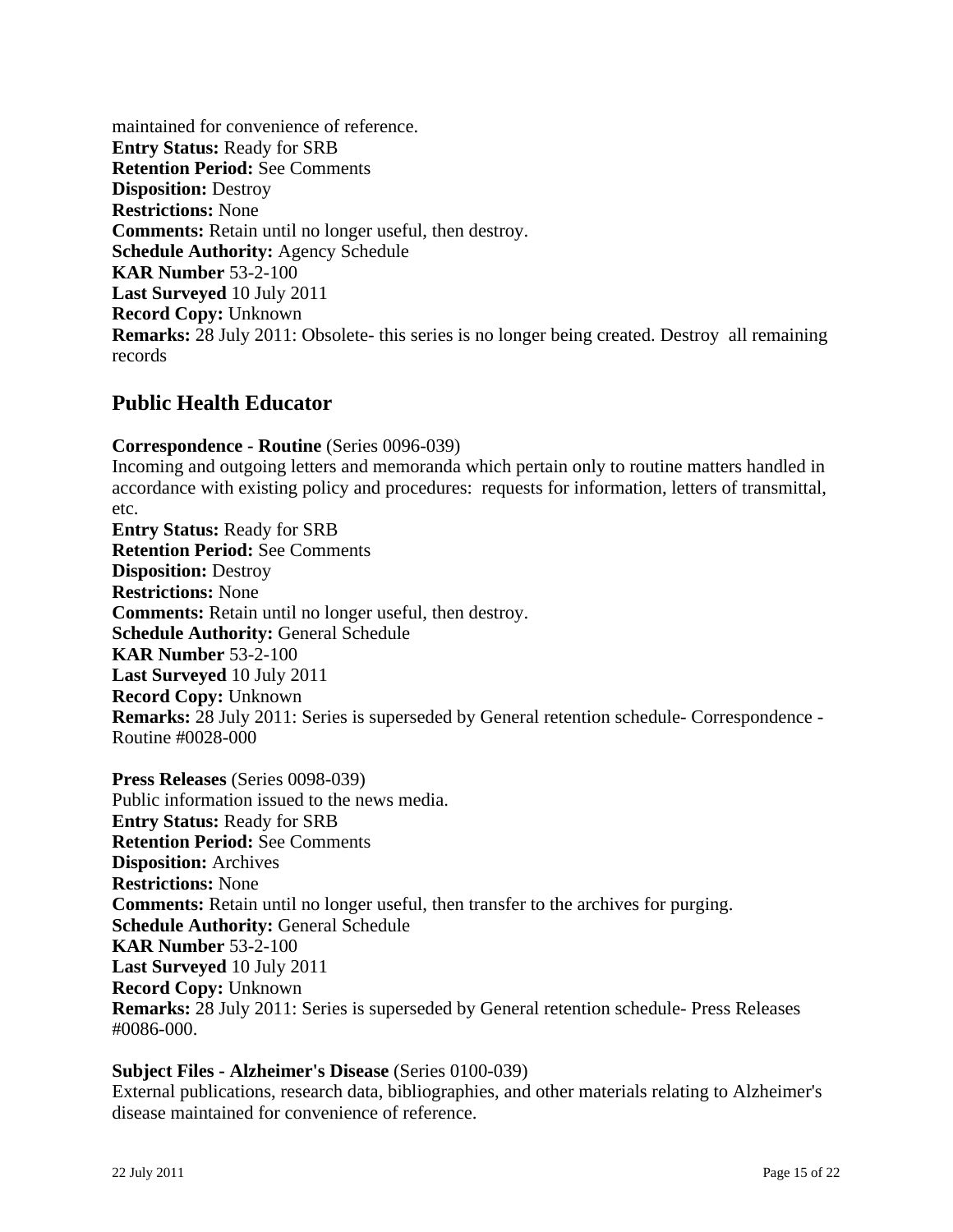maintained for convenience of reference.
**Entry Status:** Ready for SRB
**Retention Period:** See Comments
**Disposition:** Destroy
**Restrictions:** None
**Comments:** Retain until no longer useful, then destroy.
**Schedule Authority:** Agency Schedule
**KAR Number** 53-2-100
**Last Surveyed** 10 July 2011
**Record Copy:** Unknown
**Remarks:** 28 July 2011: Obsolete- this series is no longer being created. Destroy all remaining records

## Public Health Educator

**Correspondence - Routine** (Series 0096-039)
Incoming and outgoing letters and memoranda which pertain only to routine matters handled in accordance with existing policy and procedures: requests for information, letters of transmittal, etc.
**Entry Status:** Ready for SRB
**Retention Period:** See Comments
**Disposition:** Destroy
**Restrictions:** None
**Comments:** Retain until no longer useful, then destroy.
**Schedule Authority:** General Schedule
**KAR Number** 53-2-100
**Last Surveyed** 10 July 2011
**Record Copy:** Unknown
**Remarks:** 28 July 2011: Series is superseded by General retention schedule- Correspondence - Routine #0028-000

**Press Releases** (Series 0098-039)
Public information issued to the news media.
**Entry Status:** Ready for SRB
**Retention Period:** See Comments
**Disposition:** Archives
**Restrictions:** None
**Comments:** Retain until no longer useful, then transfer to the archives for purging.
**Schedule Authority:** General Schedule
**KAR Number** 53-2-100
**Last Surveyed** 10 July 2011
**Record Copy:** Unknown
**Remarks:** 28 July 2011: Series is superseded by General retention schedule- Press Releases #0086-000.

**Subject Files - Alzheimer's Disease** (Series 0100-039)
External publications, research data, bibliographies, and other materials relating to Alzheimer's disease maintained for convenience of reference.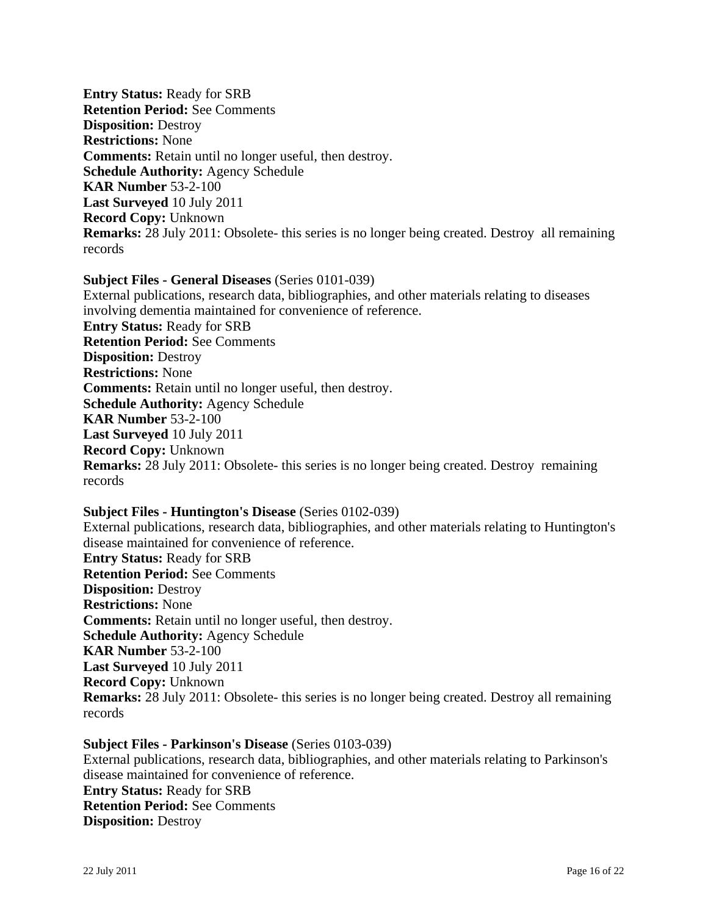**Entry Status:** Ready for SRB
**Retention Period:** See Comments
**Disposition:** Destroy
**Restrictions:** None
**Comments:** Retain until no longer useful, then destroy.
**Schedule Authority:** Agency Schedule
**KAR Number** 53-2-100
**Last Surveyed** 10 July 2011
**Record Copy:** Unknown
**Remarks:** 28 July 2011: Obsolete- this series is no longer being created. Destroy all remaining records

**Subject Files - General Diseases** (Series 0101-039)
External publications, research data, bibliographies, and other materials relating to diseases involving dementia maintained for convenience of reference.
**Entry Status:** Ready for SRB
**Retention Period:** See Comments
**Disposition:** Destroy
**Restrictions:** None
**Comments:** Retain until no longer useful, then destroy.
**Schedule Authority:** Agency Schedule
**KAR Number** 53-2-100
**Last Surveyed** 10 July 2011
**Record Copy:** Unknown
**Remarks:** 28 July 2011: Obsolete- this series is no longer being created. Destroy remaining records

**Subject Files - Huntington's Disease** (Series 0102-039)
External publications, research data, bibliographies, and other materials relating to Huntington's disease maintained for convenience of reference.
**Entry Status:** Ready for SRB
**Retention Period:** See Comments
**Disposition:** Destroy
**Restrictions:** None
**Comments:** Retain until no longer useful, then destroy.
**Schedule Authority:** Agency Schedule
**KAR Number** 53-2-100
**Last Surveyed** 10 July 2011
**Record Copy:** Unknown
**Remarks:** 28 July 2011: Obsolete- this series is no longer being created. Destroy all remaining records

**Subject Files - Parkinson's Disease** (Series 0103-039)
External publications, research data, bibliographies, and other materials relating to Parkinson's disease maintained for convenience of reference.
**Entry Status:** Ready for SRB
**Retention Period:** See Comments
**Disposition:** Destroy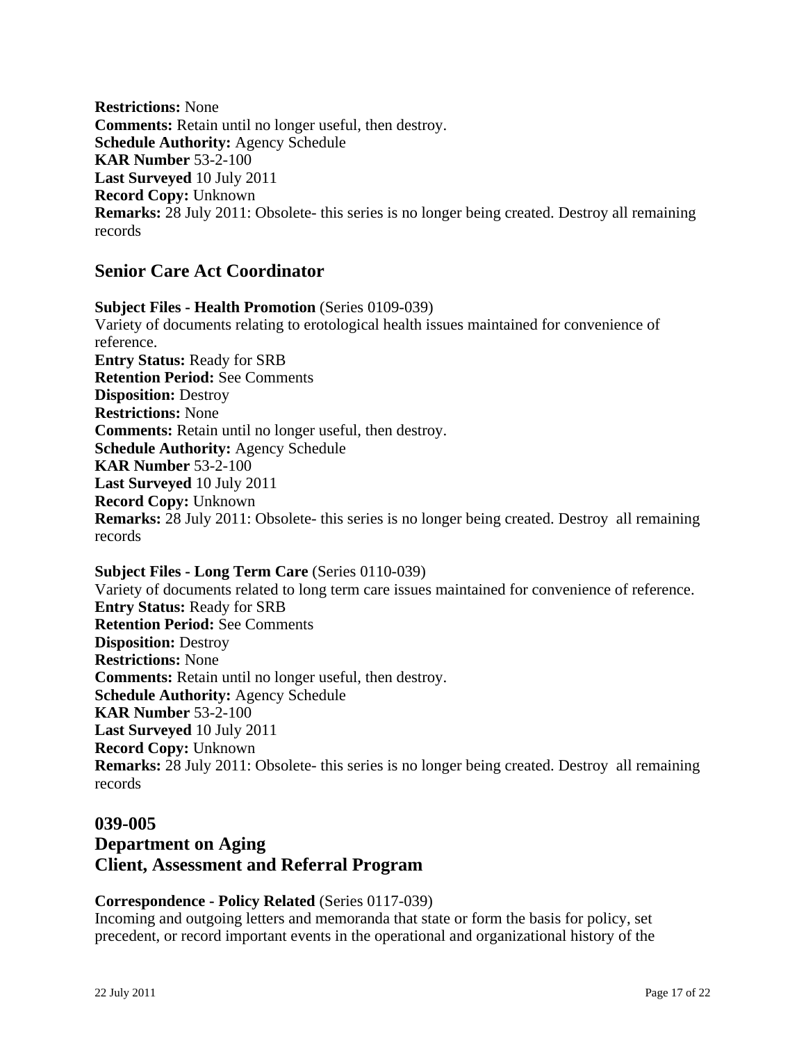**Restrictions:** None
**Comments:** Retain until no longer useful, then destroy.
**Schedule Authority:** Agency Schedule
**KAR Number** 53-2-100
**Last Surveyed** 10 July 2011
**Record Copy:** Unknown
**Remarks:** 28 July 2011: Obsolete- this series is no longer being created. Destroy all remaining records

## Senior Care Act Coordinator

**Subject Files - Health Promotion** (Series 0109-039)
Variety of documents relating to erotological health issues maintained for convenience of reference.
**Entry Status:** Ready for SRB
**Retention Period:** See Comments
**Disposition:** Destroy
**Restrictions:** None
**Comments:** Retain until no longer useful, then destroy.
**Schedule Authority:** Agency Schedule
**KAR Number** 53-2-100
**Last Surveyed** 10 July 2011
**Record Copy:** Unknown
**Remarks:** 28 July 2011: Obsolete- this series is no longer being created. Destroy all remaining records

**Subject Files - Long Term Care** (Series 0110-039)
Variety of documents related to long term care issues maintained for convenience of reference.
**Entry Status:** Ready for SRB
**Retention Period:** See Comments
**Disposition:** Destroy
**Restrictions:** None
**Comments:** Retain until no longer useful, then destroy.
**Schedule Authority:** Agency Schedule
**KAR Number** 53-2-100
**Last Surveyed** 10 July 2011
**Record Copy:** Unknown
**Remarks:** 28 July 2011: Obsolete- this series is no longer being created. Destroy all remaining records

## 039-005
## Department on Aging
## Client, Assessment and Referral Program

**Correspondence - Policy Related** (Series 0117-039)
Incoming and outgoing letters and memoranda that state or form the basis for policy, set precedent, or record important events in the operational and organizational history of the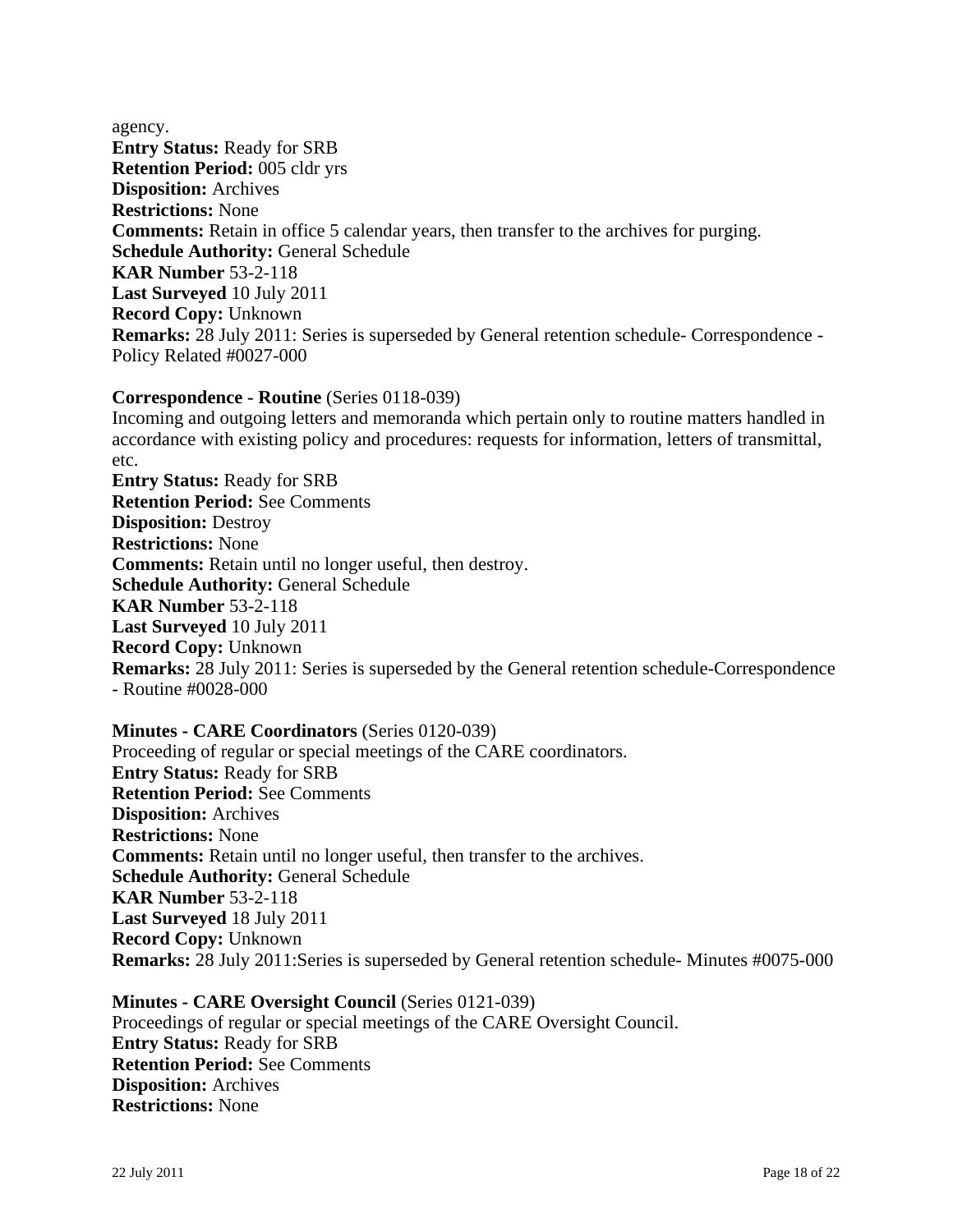agency.
**Entry Status:** Ready for SRB
**Retention Period:** 005 cldr yrs
**Disposition:** Archives
**Restrictions:** None
**Comments:** Retain in office 5 calendar years, then transfer to the archives for purging.
**Schedule Authority:** General Schedule
**KAR Number** 53-2-118
**Last Surveyed** 10 July 2011
**Record Copy:** Unknown
**Remarks:** 28 July 2011: Series is superseded by General retention schedule- Correspondence - Policy Related #0027-000

**Correspondence - Routine** (Series 0118-039)
Incoming and outgoing letters and memoranda which pertain only to routine matters handled in accordance with existing policy and procedures: requests for information, letters of transmittal, etc.
**Entry Status:** Ready for SRB
**Retention Period:** See Comments
**Disposition:** Destroy
**Restrictions:** None
**Comments:** Retain until no longer useful, then destroy.
**Schedule Authority:** General Schedule
**KAR Number** 53-2-118
**Last Surveyed** 10 July 2011
**Record Copy:** Unknown
**Remarks:** 28 July 2011: Series is superseded by the General retention schedule-Correspondence - Routine #0028-000

**Minutes - CARE Coordinators** (Series 0120-039)
Proceeding of regular or special meetings of the CARE coordinators.
**Entry Status:** Ready for SRB
**Retention Period:** See Comments
**Disposition:** Archives
**Restrictions:** None
**Comments:** Retain until no longer useful, then transfer to the archives.
**Schedule Authority:** General Schedule
**KAR Number** 53-2-118
**Last Surveyed** 18 July 2011
**Record Copy:** Unknown
**Remarks:** 28 July 2011:Series is superseded by General retention schedule- Minutes #0075-000

**Minutes - CARE Oversight Council** (Series 0121-039)
Proceedings of regular or special meetings of the CARE Oversight Council.
**Entry Status:** Ready for SRB
**Retention Period:** See Comments
**Disposition:** Archives
**Restrictions:** None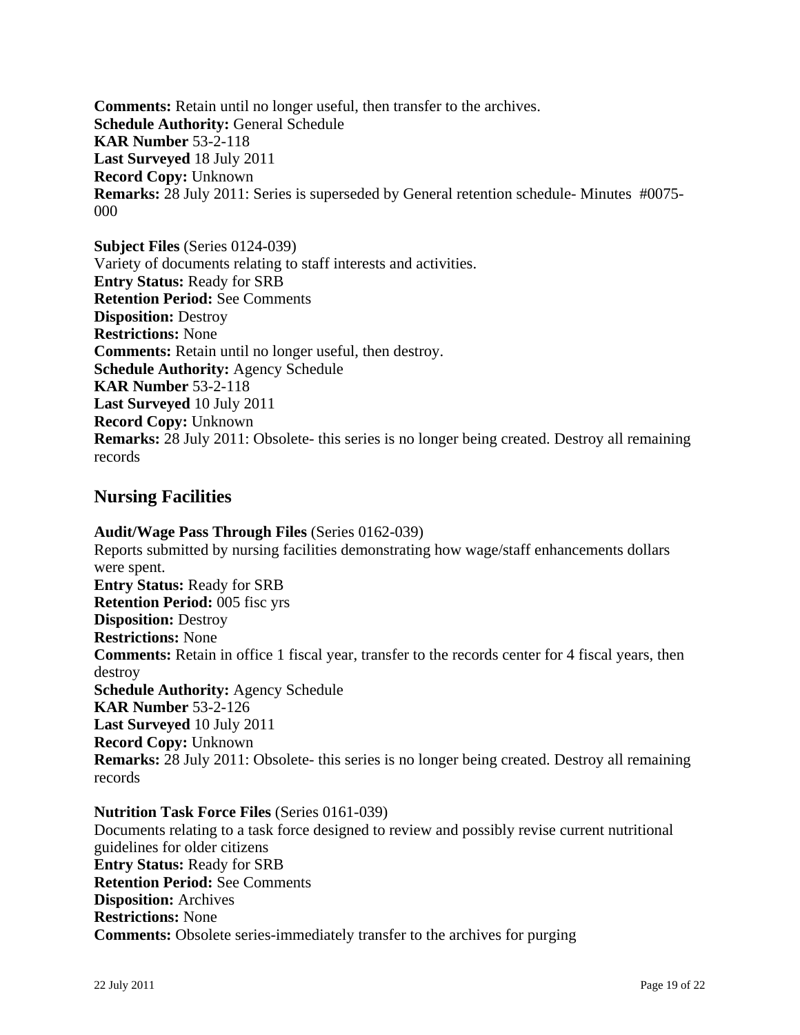**Comments:** Retain until no longer useful, then transfer to the archives.
**Schedule Authority:** General Schedule
**KAR Number** 53-2-118
**Last Surveyed** 18 July 2011
**Record Copy:** Unknown
**Remarks:** 28 July 2011: Series is superseded by General retention schedule- Minutes #0075-000

**Subject Files** (Series 0124-039)
Variety of documents relating to staff interests and activities.
**Entry Status:** Ready for SRB
**Retention Period:** See Comments
**Disposition:** Destroy
**Restrictions:** None
**Comments:** Retain until no longer useful, then destroy.
**Schedule Authority:** Agency Schedule
**KAR Number** 53-2-118
**Last Surveyed** 10 July 2011
**Record Copy:** Unknown
**Remarks:** 28 July 2011: Obsolete- this series is no longer being created. Destroy all remaining records

## Nursing Facilities

**Audit/Wage Pass Through Files** (Series 0162-039)
Reports submitted by nursing facilities demonstrating how wage/staff enhancements dollars were spent.
**Entry Status:** Ready for SRB
**Retention Period:** 005 fisc yrs
**Disposition:** Destroy
**Restrictions:** None
**Comments:** Retain in office 1 fiscal year, transfer to the records center for 4 fiscal years, then destroy
**Schedule Authority:** Agency Schedule
**KAR Number** 53-2-126
**Last Surveyed** 10 July 2011
**Record Copy:** Unknown
**Remarks:** 28 July 2011: Obsolete- this series is no longer being created. Destroy all remaining records

**Nutrition Task Force Files** (Series 0161-039)
Documents relating to a task force designed to review and possibly revise current nutritional guidelines for older citizens
**Entry Status:** Ready for SRB
**Retention Period:** See Comments
**Disposition:** Archives
**Restrictions:** None
**Comments:** Obsolete series-immediately transfer to the archives for purging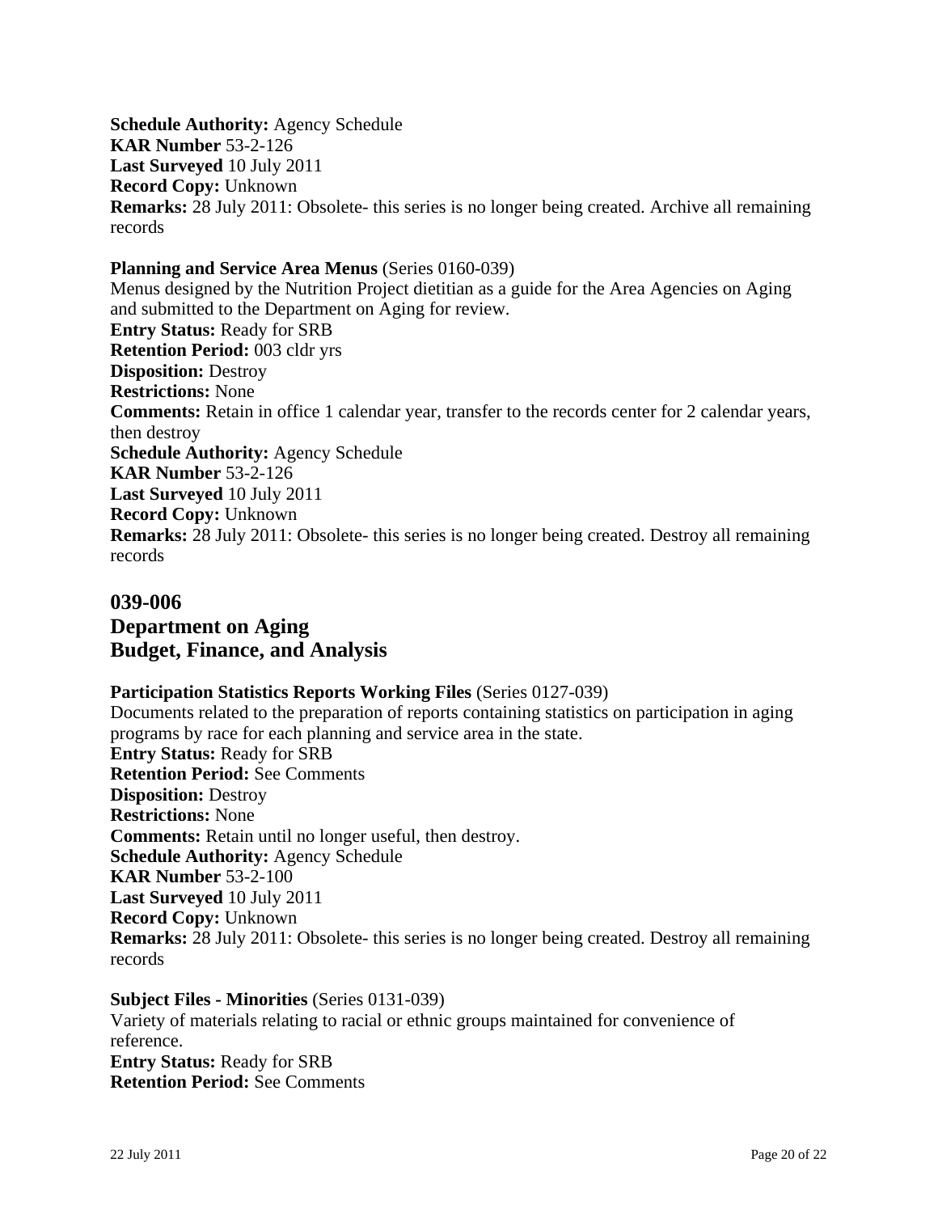**Schedule Authority:** Agency Schedule
**KAR Number** 53-2-126
**Last Surveyed** 10 July 2011
**Record Copy:** Unknown
**Remarks:** 28 July 2011: Obsolete- this series is no longer being created. Archive all remaining records

**Planning and Service Area Menus** (Series 0160-039)
Menus designed by the Nutrition Project dietitian as a guide for the Area Agencies on Aging and submitted to the Department on Aging for review.
**Entry Status:** Ready for SRB
**Retention Period:** 003 cldr yrs
**Disposition:** Destroy
**Restrictions:** None
**Comments:** Retain in office 1 calendar year, transfer to the records center for 2 calendar years, then destroy
**Schedule Authority:** Agency Schedule
**KAR Number** 53-2-126
**Last Surveyed** 10 July 2011
**Record Copy:** Unknown
**Remarks:** 28 July 2011: Obsolete- this series is no longer being created. Destroy all remaining records

## 039-006
## Department on Aging
## Budget, Finance, and Analysis

**Participation Statistics Reports Working Files** (Series 0127-039)
Documents related to the preparation of reports containing statistics on participation in aging programs by race for each planning and service area in the state.
**Entry Status:** Ready for SRB
**Retention Period:** See Comments
**Disposition:** Destroy
**Restrictions:** None
**Comments:** Retain until no longer useful, then destroy.
**Schedule Authority:** Agency Schedule
**KAR Number** 53-2-100
**Last Surveyed** 10 July 2011
**Record Copy:** Unknown
**Remarks:** 28 July 2011: Obsolete- this series is no longer being created. Destroy all remaining records

**Subject Files - Minorities** (Series 0131-039)
Variety of materials relating to racial or ethnic groups maintained for convenience of reference.
**Entry Status:** Ready for SRB
**Retention Period:** See Comments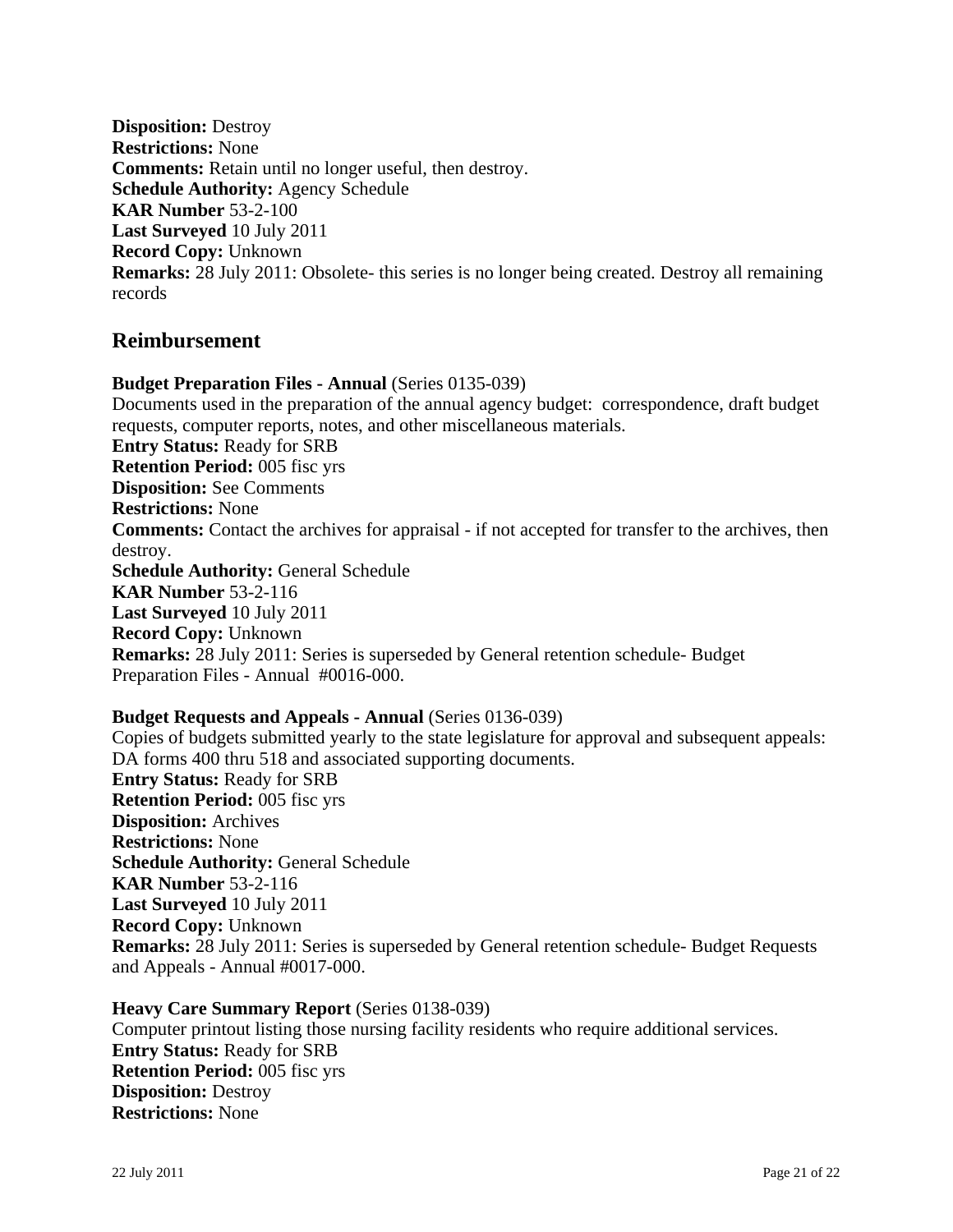**Disposition:** Destroy
**Restrictions:** None
**Comments:** Retain until no longer useful, then destroy.
**Schedule Authority:** Agency Schedule
**KAR Number** 53-2-100
**Last Surveyed** 10 July 2011
**Record Copy:** Unknown
**Remarks:** 28 July 2011: Obsolete- this series is no longer being created. Destroy all remaining records

## Reimbursement

**Budget Preparation Files - Annual** (Series 0135-039)
Documents used in the preparation of the annual agency budget: correspondence, draft budget requests, computer reports, notes, and other miscellaneous materials.
**Entry Status:** Ready for SRB
**Retention Period:** 005 fisc yrs
**Disposition:** See Comments
**Restrictions:** None
**Comments:** Contact the archives for appraisal - if not accepted for transfer to the archives, then destroy.
**Schedule Authority:** General Schedule
**KAR Number** 53-2-116
**Last Surveyed** 10 July 2011
**Record Copy:** Unknown
**Remarks:** 28 July 2011: Series is superseded by General retention schedule- Budget Preparation Files - Annual #0016-000.

**Budget Requests and Appeals - Annual** (Series 0136-039)
Copies of budgets submitted yearly to the state legislature for approval and subsequent appeals: DA forms 400 thru 518 and associated supporting documents.
**Entry Status:** Ready for SRB
**Retention Period:** 005 fisc yrs
**Disposition:** Archives
**Restrictions:** None
**Schedule Authority:** General Schedule
**KAR Number** 53-2-116
**Last Surveyed** 10 July 2011
**Record Copy:** Unknown
**Remarks:** 28 July 2011: Series is superseded by General retention schedule- Budget Requests and Appeals - Annual #0017-000.

**Heavy Care Summary Report** (Series 0138-039)
Computer printout listing those nursing facility residents who require additional services.
**Entry Status:** Ready for SRB
**Retention Period:** 005 fisc yrs
**Disposition:** Destroy
**Restrictions:** None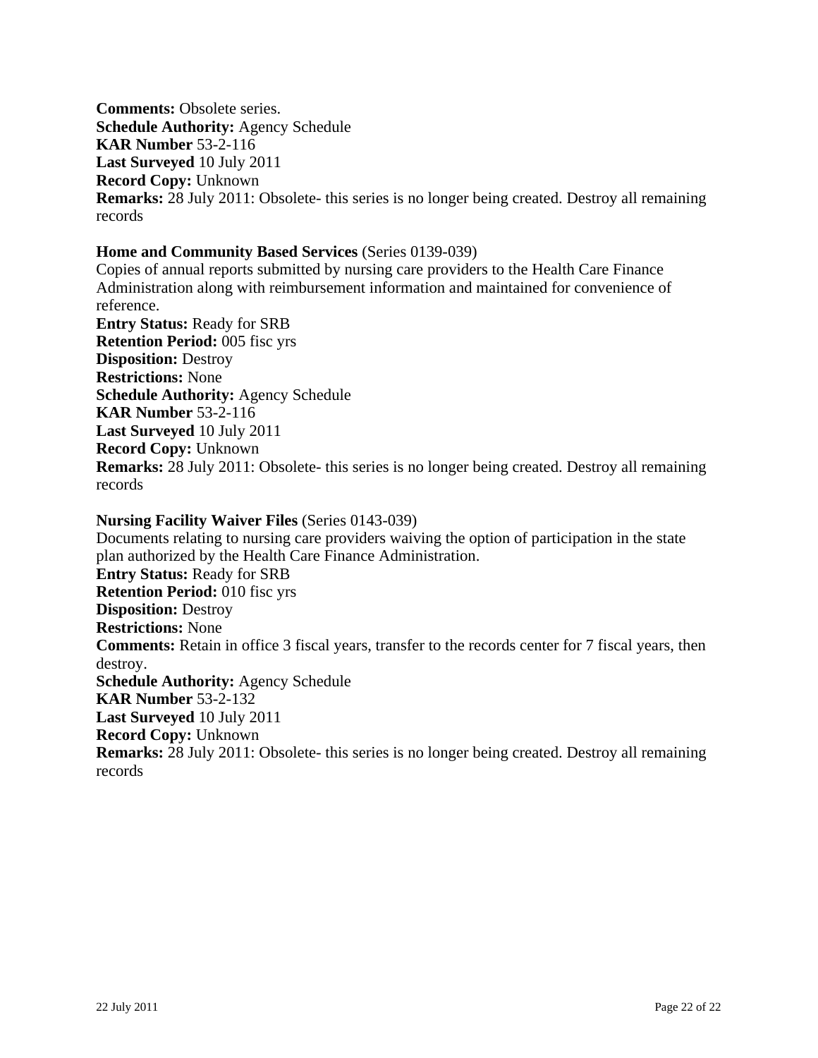**Comments:** Obsolete series.
**Schedule Authority:** Agency Schedule
**KAR Number** 53-2-116
**Last Surveyed** 10 July 2011
**Record Copy:** Unknown
**Remarks:** 28 July 2011: Obsolete- this series is no longer being created. Destroy all remaining records

**Home and Community Based Services** (Series 0139-039)
Copies of annual reports submitted by nursing care providers to the Health Care Finance Administration along with reimbursement information and maintained for convenience of reference.
**Entry Status:** Ready for SRB
**Retention Period:** 005 fisc yrs
**Disposition:** Destroy
**Restrictions:** None
**Schedule Authority:** Agency Schedule
**KAR Number** 53-2-116
**Last Surveyed** 10 July 2011
**Record Copy:** Unknown
**Remarks:** 28 July 2011: Obsolete- this series is no longer being created. Destroy all remaining records

**Nursing Facility Waiver Files** (Series 0143-039)
Documents relating to nursing care providers waiving the option of participation in the state plan authorized by the Health Care Finance Administration.
**Entry Status:** Ready for SRB
**Retention Period:** 010 fisc yrs
**Disposition:** Destroy
**Restrictions:** None
**Comments:** Retain in office 3 fiscal years, transfer to the records center for 7 fiscal years, then destroy.
**Schedule Authority:** Agency Schedule
**KAR Number** 53-2-132
**Last Surveyed** 10 July 2011
**Record Copy:** Unknown
**Remarks:** 28 July 2011: Obsolete- this series is no longer being created. Destroy all remaining records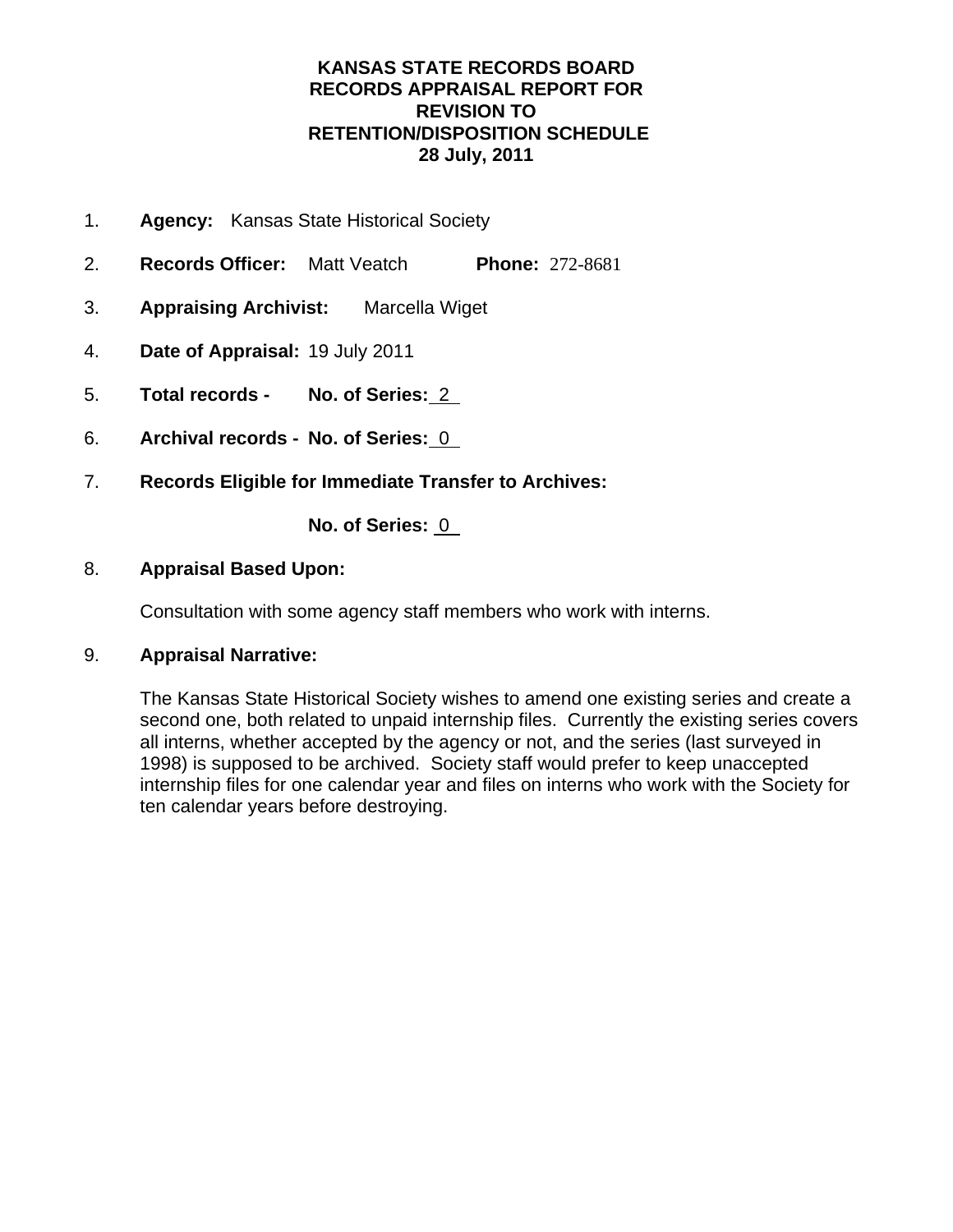# KANSAS STATE RECORDS BOARD
# RECORDS APPRAISAL REPORT FOR REVISION TO RETENTION/DISPOSITION SCHEDULE
# 28 July, 2011

1. **Agency:** Kansas State Historical Society

2. **Records Officer:** Matt Veatch **Phone:** 272-8681

3. **Appraising Archivist:** Marcella Wiget

4. **Date of Appraisal:** 19 July 2011

5. **Total records - No. of Series:** 2

6. **Archival records - No. of Series:** 0

7. **Records Eligible for Immediate Transfer to Archives:**

   **No. of Series:** 0

8. **Appraisal Based Upon:**

   Consultation with some agency staff members who work with interns.

9. **Appraisal Narrative:**

   The Kansas State Historical Society wishes to amend one existing series and create a second one, both related to unpaid internship files. Currently the existing series covers all interns, whether accepted by the agency or not, and the series (last surveyed in 1998) is supposed to be archived. Society staff would prefer to keep unaccepted internship files for one calendar year and files on interns who work with the Society for ten calendar years before destroying.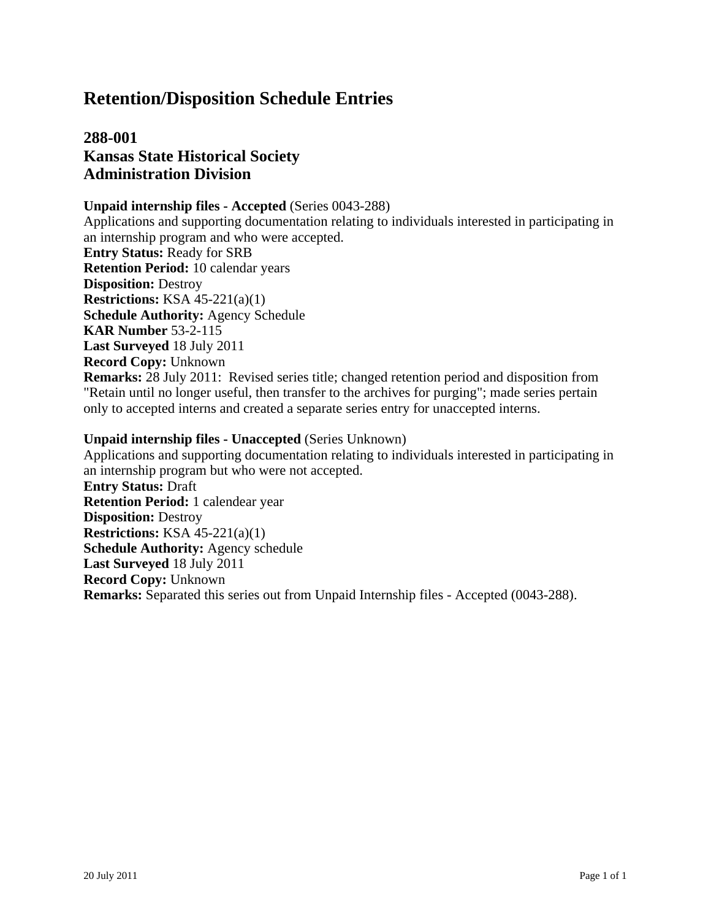# Retention/Disposition Schedule Entries

## 288-001
## Kansas State Historical Society
## Administration Division

**Unpaid internship files - Accepted** (Series 0043-288)
Applications and supporting documentation relating to individuals interested in participating in an internship program and who were accepted.
**Entry Status:** Ready for SRB
**Retention Period:** 10 calendar years
**Disposition:** Destroy
**Restrictions:** KSA 45-221(a)(1)
**Schedule Authority:** Agency Schedule
**KAR Number** 53-2-115
**Last Surveyed** 18 July 2011
**Record Copy:** Unknown
**Remarks:** 28 July 2011: Revised series title; changed retention period and disposition from "Retain until no longer useful, then transfer to the archives for purging"; made series pertain only to accepted interns and created a separate series entry for unaccepted interns.

**Unpaid internship files - Unaccepted** (Series Unknown)
Applications and supporting documentation relating to individuals interested in participating in an internship program but who were not accepted.
**Entry Status:** Draft
**Retention Period:** 1 calendear year
**Disposition:** Destroy
**Restrictions:** KSA 45-221(a)(1)
**Schedule Authority:** Agency schedule
**Last Surveyed** 18 July 2011
**Record Copy:** Unknown
**Remarks:** Separated this series out from Unpaid Internship files - Accepted (0043-288).